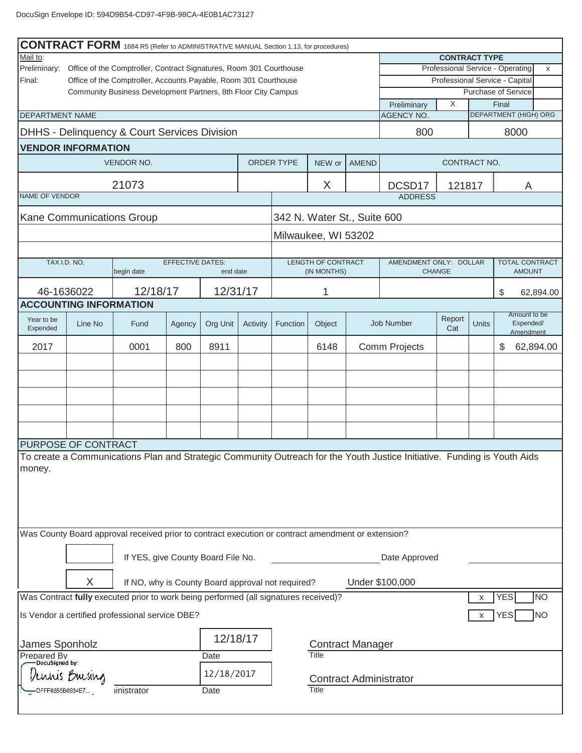DocuSign Envelope ID: 594D9B54-CD97-4F9B-98CA-4E0B1AC73127

# CONTRACT FORM

1684 R5 (Refer to ADMINISTRATIVE MANUAL Section 1.13, for procedures)

Mail to:

Preliminary: Office of the Comptroller, Contract Signatures, Room 301 Courthouse

Final: Office of the Comptroller, Accounts Payable, Room 301 Courthouse
Community Business Development Partners, 8th Floor City Campus

**CONTRACT TYPE**

| | |
|---|---|
| Professional Service - Operating | x |
| Professional Service - Capital | |
| Purchase of Service | |
| Preliminary | X |
| Final | |

| DEPARTMENT NAME | AGENCY NO. | DEPARTMENT (HIGH) ORG |
|---|---|---|
| DHHS - Delinquency & Court Services Division | 800 | 8000 |

## VENDOR INFORMATION

| VENDOR NO. | ORDER TYPE | NEW or | AMEND | CONTRACT NO. | | |
|---|---|---|---|---|---|---|
| 21073 | | X | | DCSD17 | 121817 | A |

| NAME OF VENDOR | ADDRESS |
|---|---|
| Kane Communications Group | 342 N. Water St., Suite 600 |
| | Milwaukee, WI 53202 |

| TAX I.D. NO. | EFFECTIVE DATES: begin date | end date | LENGTH OF CONTRACT (IN MONTHS) | AMENDMENT ONLY: DOLLAR CHANGE | TOTAL CONTRACT AMOUNT |
|---|---|---|---|---|---|
| 46-1636022 | 12/18/17 | 12/31/17 | 1 | | $ 62,894.00 |

## ACCOUNTING INFORMATION

| Year to be Expended | Line No | Fund | Agency | Org Unit | Activity | Function | Object | Job Number | Report Cat | Units | Amount to be Expended/ Amendment |
|---|---|---|---|---|---|---|---|---|---|---|---|
| 2017 | | 0001 | 800 | 8911 | | | 6148 | Comm Projects | | | $ 62,894.00 |
| | | | | | | | | | | | |
| | | | | | | | | | | | |
| | | | | | | | | | | | |
| | | | | | | | | | | | |
| | | | | | | | | | | | |

## PURPOSE OF CONTRACT

To create a Communications Plan and Strategic Community Outreach for the Youth Justice Initiative. Funding is Youth Aids money.

Was County Board approval received prior to contract execution or contract amendment or extension?

[ ] If YES, give County Board File No. ____________ Date Approved ____________

[X] If NO, why is County Board approval not required? Under $100,000

Was Contract **fully** executed prior to work being performed (all signatures received)? [x] YES [ ] NO

Is Vendor a certified professional service DBE? [x] YES [ ] NO

| | | |
|---|---|---|
| James Sponholz | 12/18/17 | Contract Manager |
| Prepared By | Date | Title |
| DocuSigned by: Dennis Buesing DFFF6855B6934E7... | 12/18/2017 | Contract Administrator |
| Administrator | Date | Title |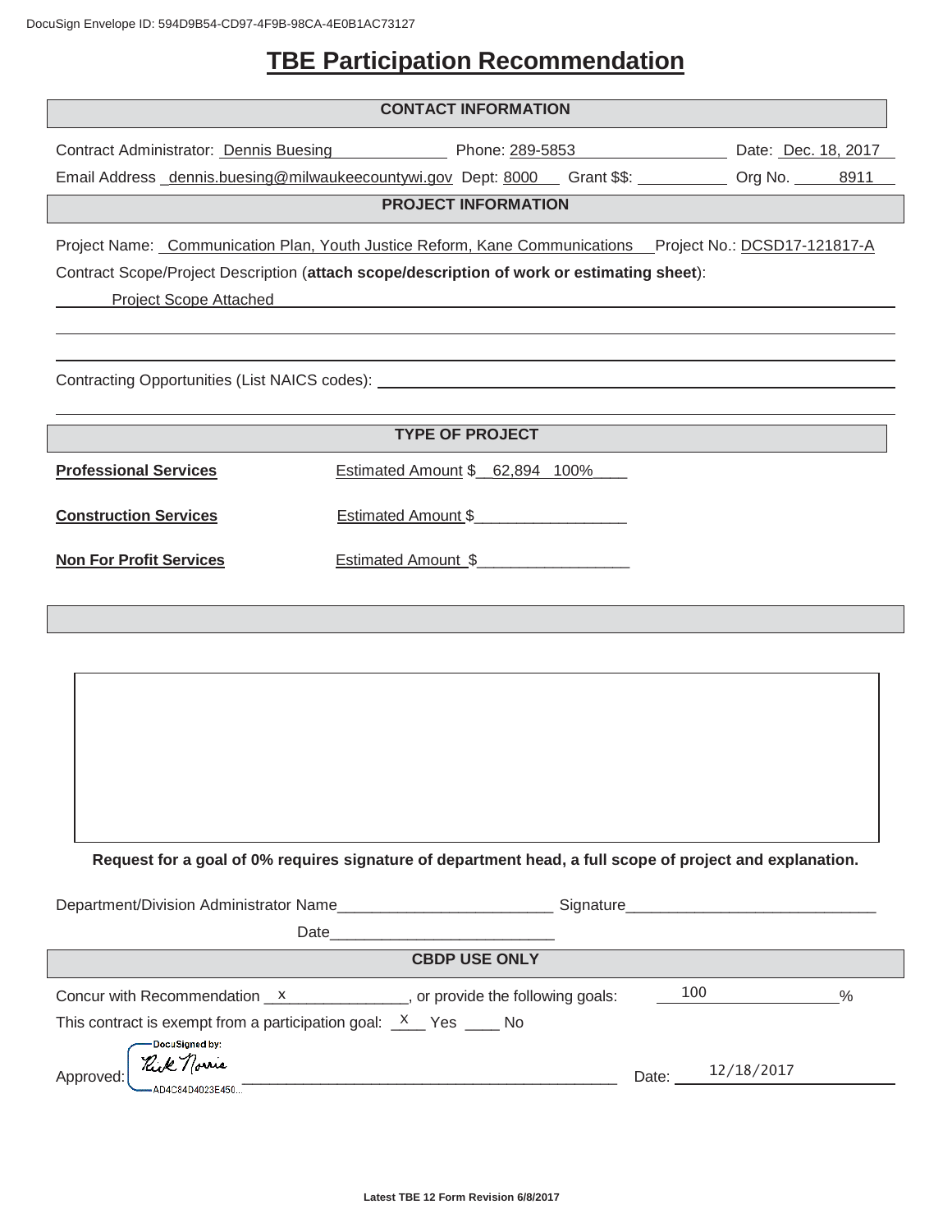DocuSign Envelope ID: 594D9B54-CD97-4F9B-98CA-4E0B1AC73127

# TBE Participation Recommendation

## CONTACT INFORMATION

Contract Administrator: Dennis Buesing Phone: 289-5853 Date: Dec. 18, 2017

Email Address dennis.buesing@milwaukeecountywi.gov Dept: 8000 Grant $$: ___________ Org No. 8911

## PROJECT INFORMATION

Project Name: Communication Plan, Youth Justice Reform, Kane Communications Project No.: DCSD17-121817-A

Contract Scope/Project Description (**attach scope/description of work or estimating sheet**):

Project Scope Attached

Contracting Opportunities (List NAICS codes): ___________

## TYPE OF PROJECT

**Professional Services** Estimated Amount $ 62,894 100%

**Construction Services** Estimated Amount $___________

**Non For Profit Services** Estimated Amount $___________

**Request for a goal of 0% requires signature of department head, a full scope of project and explanation.**

Department/Division Administrator Name___________ Signature___________

Date___________

## CBDP USE ONLY

Concur with Recommendation x___________, or provide the following goals: 100 %

This contract is exempt from a participation goal: X Yes ____ No

Approved: DocuSigned by: Rick Norris AD4C84D4023E450... Date: 12/18/2017

Latest TBE 12 Form Revision 6/8/2017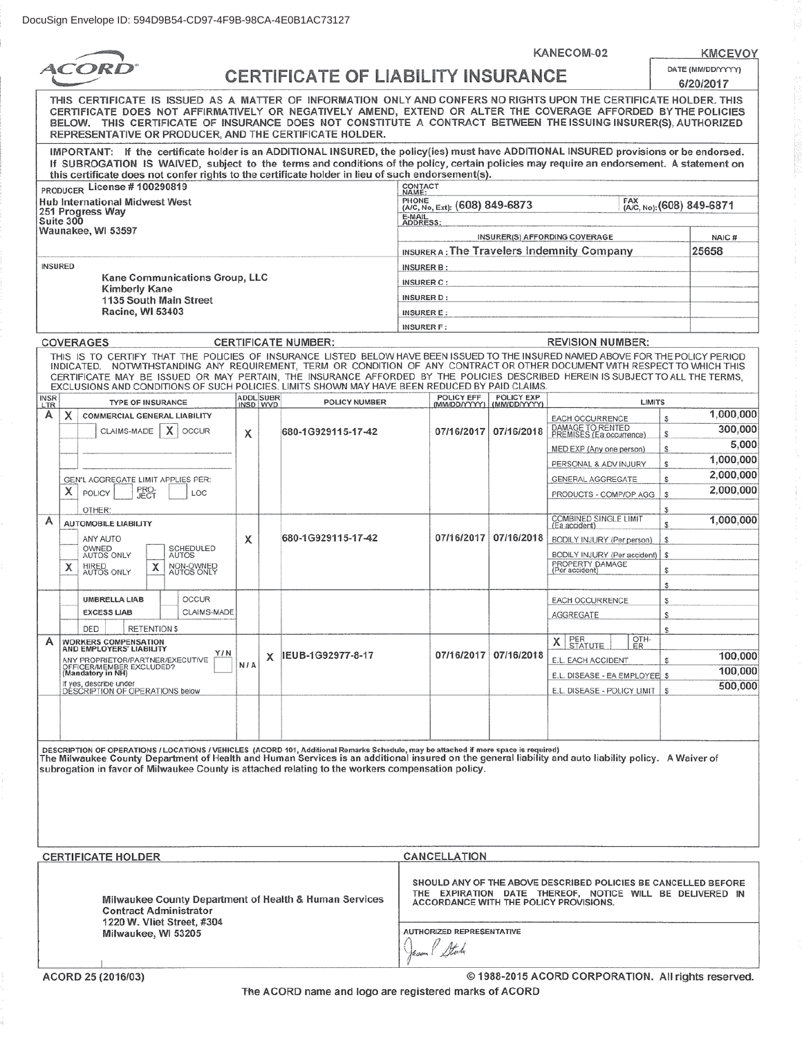DocuSign Envelope ID: 594D9B54-CD97-4F9B-98CA-4E0B1AC73127

KANECOM-02 KMCEVOY

# ACORD CERTIFICATE OF LIABILITY INSURANCE

DATE (MM/DD/YYYY) 6/20/2017

THIS CERTIFICATE IS ISSUED AS A MATTER OF INFORMATION ONLY AND CONFERS NO RIGHTS UPON THE CERTIFICATE HOLDER. THIS CERTIFICATE DOES NOT AFFIRMATIVELY OR NEGATIVELY AMEND, EXTEND OR ALTER THE COVERAGE AFFORDED BY THE POLICIES BELOW. THIS CERTIFICATE OF INSURANCE DOES NOT CONSTITUTE A CONTRACT BETWEEN THE ISSUING INSURER(S), AUTHORIZED REPRESENTATIVE OR PRODUCER, AND THE CERTIFICATE HOLDER.

IMPORTANT: If the certificate holder is an ADDITIONAL INSURED, the policy(ies) must have ADDITIONAL INSURED provisions or be endorsed. If SUBROGATION IS WAIVED, subject to the terms and conditions of the policy, certain policies may require an endorsement. A statement on this certificate does not confer rights to the certificate holder in lieu of such endorsement(s).

**PRODUCER** License # 100290819
Hub International Midwest West
251 Progress Way
Suite 300
Waunakee, WI 53597

CONTACT NAME:
PHONE (A/C, No, Ext): (608) 849-6873 FAX (A/C, No): (608) 849-6871
E-MAIL ADDRESS:

| INSURER(S) AFFORDING COVERAGE | NAIC # |
|---|---|
| INSURER A : The Travelers Indemnity Company | 25658 |
| INSURER B : | |
| INSURER C : | |
| INSURER D : | |
| INSURER E : | |
| INSURER F : | |

**INSURED**
Kane Communications Group, LLC
Kimberly Kane
1135 South Main Street
Racine, WI 53403

**COVERAGES** CERTIFICATE NUMBER: REVISION NUMBER:

THIS IS TO CERTIFY THAT THE POLICIES OF INSURANCE LISTED BELOW HAVE BEEN ISSUED TO THE INSURED NAMED ABOVE FOR THE POLICY PERIOD INDICATED. NOTWITHSTANDING ANY REQUIREMENT, TERM OR CONDITION OF ANY CONTRACT OR OTHER DOCUMENT WITH RESPECT TO WHICH THIS CERTIFICATE MAY BE ISSUED OR MAY PERTAIN, THE INSURANCE AFFORDED BY THE POLICIES DESCRIBED HEREIN IS SUBJECT TO ALL THE TERMS, EXCLUSIONS AND CONDITIONS OF SUCH POLICIES. LIMITS SHOWN MAY HAVE BEEN REDUCED BY PAID CLAIMS.

| INSR LTR | TYPE OF INSURANCE | ADDL INSD | SUBR WVD | POLICY NUMBER | POLICY EFF (MM/DD/YYYY) | POLICY EXP (MM/DD/YYYY) | LIMITS | |
|---|---|---|---|---|---|---|---|---|
| A | X COMMERCIAL GENERAL LIABILITY | | | | | | EACH OCCURRENCE | $ 1,000,000 |
| | CLAIMS-MADE / X OCCUR | X | | 680-1G929115-17-42 | 07/16/2017 | 07/16/2018 | DAMAGE TO RENTED PREMISES (Ea occurrence) | $ 300,000 |
| | | | | | | | MED EXP (Any one person) | $ 5,000 |
| | | | | | | | PERSONAL & ADV INJURY | $ 1,000,000 |
| | GEN'L AGGREGATE LIMIT APPLIES PER: | | | | | | GENERAL AGGREGATE | $ 2,000,000 |
| | X POLICY / PRO-JECT / LOC | | | | | | PRODUCTS - COMP/OP AGG | $ 2,000,000 |
| | OTHER: | | | | | | | $ |
| A | AUTOMOBILE LIABILITY | | | | | | COMBINED SINGLE LIMIT (Ea accident) | $ 1,000,000 |
| | ANY AUTO | X | | 680-1G929115-17-42 | 07/16/2017 | 07/16/2018 | BODILY INJURY (Per person) | $ |
| | OWNED AUTOS ONLY / SCHEDULED AUTOS | | | | | | BODILY INJURY (Per accident) | $ |
| | X HIRED AUTOS ONLY / X NON-OWNED AUTOS ONLY | | | | | | PROPERTY DAMAGE (Per accident) | $ |
| | | | | | | | | $ |
| | UMBRELLA LIAB / OCCUR | | | | | | EACH OCCURRENCE | $ |
| | EXCESS LIAB / CLAIMS-MADE | | | | | | AGGREGATE | $ |
| | DED / RETENTION $ | | | | | | | $ |
| A | WORKERS COMPENSATION AND EMPLOYERS' LIABILITY | | | | | | X PER STATUTE / OTH-ER | |
| | ANY PROPRIETOR/PARTNER/EXECUTIVE OFFICER/MEMBER EXCLUDED? (Mandatory in NH) Y/N | N / A | X | IEUB-1G92977-8-17 | 07/16/2017 | 07/16/2018 | E.L. EACH ACCIDENT | $ 100,000 |
| | | | | | | | E.L. DISEASE - EA EMPLOYEE | $ 100,000 |
| | If yes, describe under DESCRIPTION OF OPERATIONS below | | | | | | E.L. DISEASE - POLICY LIMIT | $ 500,000 |

**DESCRIPTION OF OPERATIONS / LOCATIONS / VEHICLES** (ACORD 101, Additional Remarks Schedule, may be attached if more space is required)
The Milwaukee County Department of Health and Human Services is an additional insured on the general liability and auto liability policy. A Waiver of subrogation in favor of Milwaukee County is attached relating to the workers compensation policy.

**CERTIFICATE HOLDER**

Milwaukee County Department of Health & Human Services
Contract Administrator
1220 W. Vliet Street, #304
Milwaukee, WI 53205

**CANCELLATION**

SHOULD ANY OF THE ABOVE DESCRIBED POLICIES BE CANCELLED BEFORE THE EXPIRATION DATE THEREOF, NOTICE WILL BE DELIVERED IN ACCORDANCE WITH THE POLICY PROVISIONS.

AUTHORIZED REPRESENTATIVE

ACORD 25 (2016/03) © 1988-2015 ACORD CORPORATION. All rights reserved.

The ACORD name and logo are registered marks of ACORD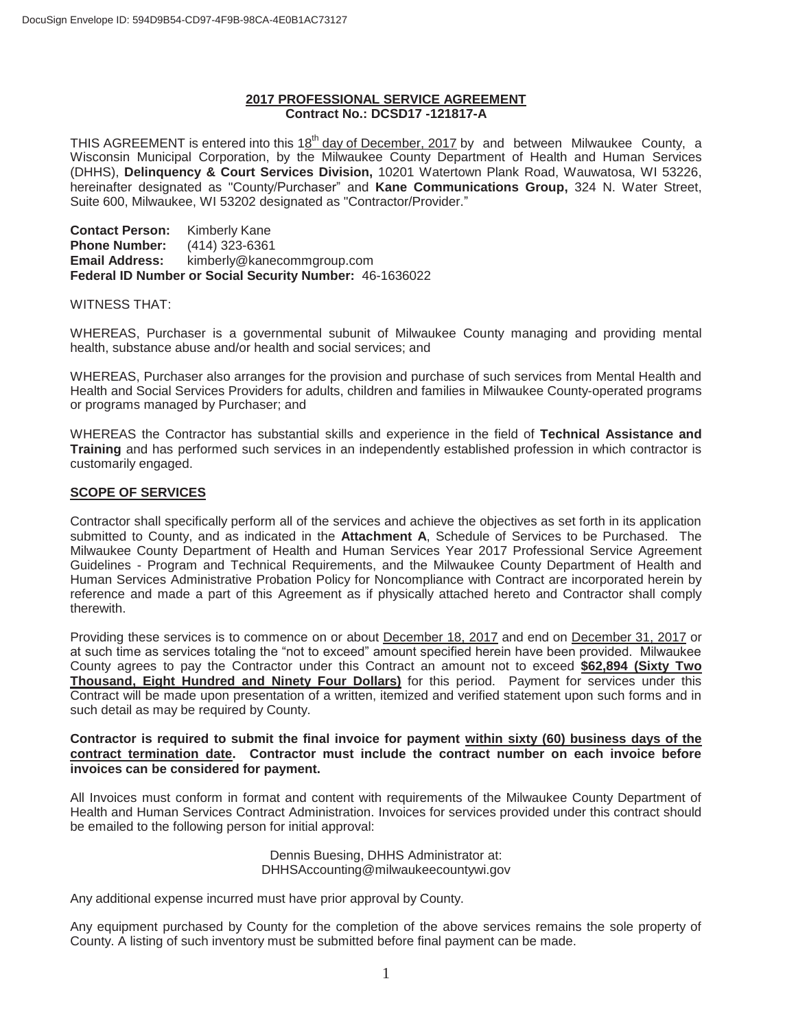## 2017 PROFESSIONAL SERVICE AGREEMENT

**Contract No.: DCSD17 -121817-A**

THIS AGREEMENT is entered into this 18th day of December, 2017 by and between Milwaukee County, a Wisconsin Municipal Corporation, by the Milwaukee County Department of Health and Human Services (DHHS), **Delinquency & Court Services Division,** 10201 Watertown Plank Road, Wauwatosa, WI 53226, hereinafter designated as "County/Purchaser" and **Kane Communications Group,** 324 N. Water Street, Suite 600, Milwaukee, WI 53202 designated as "Contractor/Provider."

**Contact Person:** Kimberly Kane
**Phone Number:** (414) 323-6361
**Email Address:** kimberly@kanecommgroup.com
**Federal ID Number or Social Security Number:** 46-1636022

WITNESS THAT:

WHEREAS, Purchaser is a governmental subunit of Milwaukee County managing and providing mental health, substance abuse and/or health and social services; and

WHEREAS, Purchaser also arranges for the provision and purchase of such services from Mental Health and Health and Social Services Providers for adults, children and families in Milwaukee County-operated programs or programs managed by Purchaser; and

WHEREAS the Contractor has substantial skills and experience in the field of **Technical Assistance and Training** and has performed such services in an independently established profession in which contractor is customarily engaged.

### SCOPE OF SERVICES

Contractor shall specifically perform all of the services and achieve the objectives as set forth in its application submitted to County, and as indicated in the **Attachment A**, Schedule of Services to be Purchased. The Milwaukee County Department of Health and Human Services Year 2017 Professional Service Agreement Guidelines - Program and Technical Requirements, and the Milwaukee County Department of Health and Human Services Administrative Probation Policy for Noncompliance with Contract are incorporated herein by reference and made a part of this Agreement as if physically attached hereto and Contractor shall comply therewith.

Providing these services is to commence on or about December 18, 2017 and end on December 31, 2017 or at such time as services totaling the "not to exceed" amount specified herein have been provided. Milwaukee County agrees to pay the Contractor under this Contract an amount not to exceed **$62,894 (Sixty Two Thousand, Eight Hundred and Ninety Four Dollars)** for this period. Payment for services under this Contract will be made upon presentation of a written, itemized and verified statement upon such forms and in such detail as may be required by County.

**Contractor is required to submit the final invoice for payment within sixty (60) business days of the contract termination date. Contractor must include the contract number on each invoice before invoices can be considered for payment.**

All Invoices must conform in format and content with requirements of the Milwaukee County Department of Health and Human Services Contract Administration. Invoices for services provided under this contract should be emailed to the following person for initial approval:

Dennis Buesing, DHHS Administrator at:
DHHSAccounting@milwaukeecountywi.gov

Any additional expense incurred must have prior approval by County.

Any equipment purchased by County for the completion of the above services remains the sole property of County. A listing of such inventory must be submitted before final payment can be made.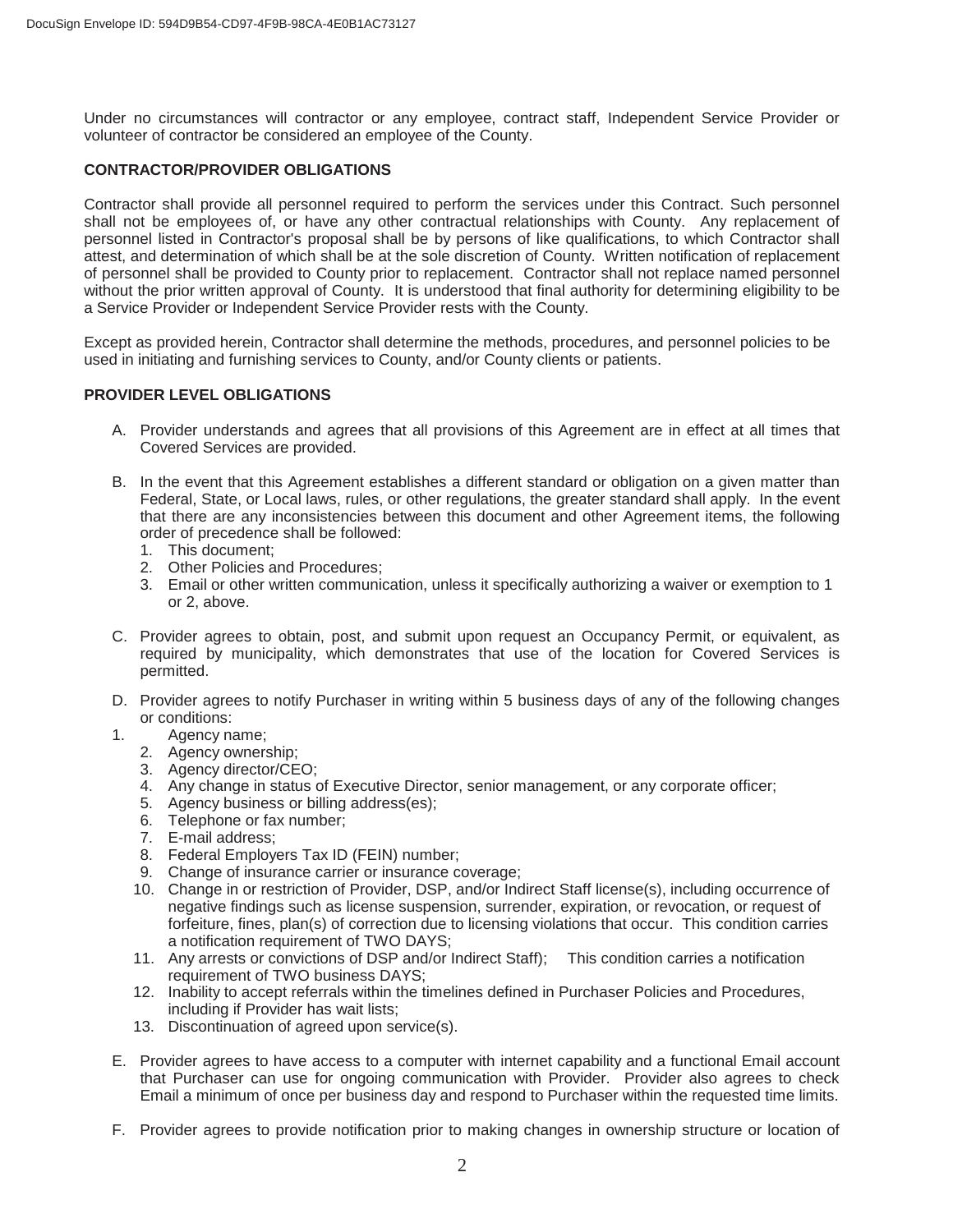Under no circumstances will contractor or any employee, contract staff, Independent Service Provider or volunteer of contractor be considered an employee of the County.

**CONTRACTOR/PROVIDER OBLIGATIONS**

Contractor shall provide all personnel required to perform the services under this Contract. Such personnel shall not be employees of, or have any other contractual relationships with County. Any replacement of personnel listed in Contractor's proposal shall be by persons of like qualifications, to which Contractor shall attest, and determination of which shall be at the sole discretion of County. Written notification of replacement of personnel shall be provided to County prior to replacement. Contractor shall not replace named personnel without the prior written approval of County. It is understood that final authority for determining eligibility to be a Service Provider or Independent Service Provider rests with the County.

Except as provided herein, Contractor shall determine the methods, procedures, and personnel policies to be used in initiating and furnishing services to County, and/or County clients or patients.

**PROVIDER LEVEL OBLIGATIONS**

A. Provider understands and agrees that all provisions of this Agreement are in effect at all times that Covered Services are provided.

B. In the event that this Agreement establishes a different standard or obligation on a given matter than Federal, State, or Local laws, rules, or other regulations, the greater standard shall apply. In the event that there are any inconsistencies between this document and other Agreement items, the following order of precedence shall be followed:
   1. This document;
   2. Other Policies and Procedures;
   3. Email or other written communication, unless it specifically authorizing a waiver or exemption to 1 or 2, above.

C. Provider agrees to obtain, post, and submit upon request an Occupancy Permit, or equivalent, as required by municipality, which demonstrates that use of the location for Covered Services is permitted.

D. Provider agrees to notify Purchaser in writing within 5 business days of any of the following changes or conditions:
   1. Agency name;
   2. Agency ownership;
   3. Agency director/CEO;
   4. Any change in status of Executive Director, senior management, or any corporate officer;
   5. Agency business or billing address(es);
   6. Telephone or fax number;
   7. E-mail address;
   8. Federal Employers Tax ID (FEIN) number;
   9. Change of insurance carrier or insurance coverage;
   10. Change in or restriction of Provider, DSP, and/or Indirect Staff license(s), including occurrence of negative findings such as license suspension, surrender, expiration, or revocation, or request of forfeiture, fines, plan(s) of correction due to licensing violations that occur. This condition carries a notification requirement of TWO DAYS;
   11. Any arrests or convictions of DSP and/or Indirect Staff); This condition carries a notification requirement of TWO business DAYS;
   12. Inability to accept referrals within the timelines defined in Purchaser Policies and Procedures, including if Provider has wait lists;
   13. Discontinuation of agreed upon service(s).

E. Provider agrees to have access to a computer with internet capability and a functional Email account that Purchaser can use for ongoing communication with Provider. Provider also agrees to check Email a minimum of once per business day and respond to Purchaser within the requested time limits.

F. Provider agrees to provide notification prior to making changes in ownership structure or location of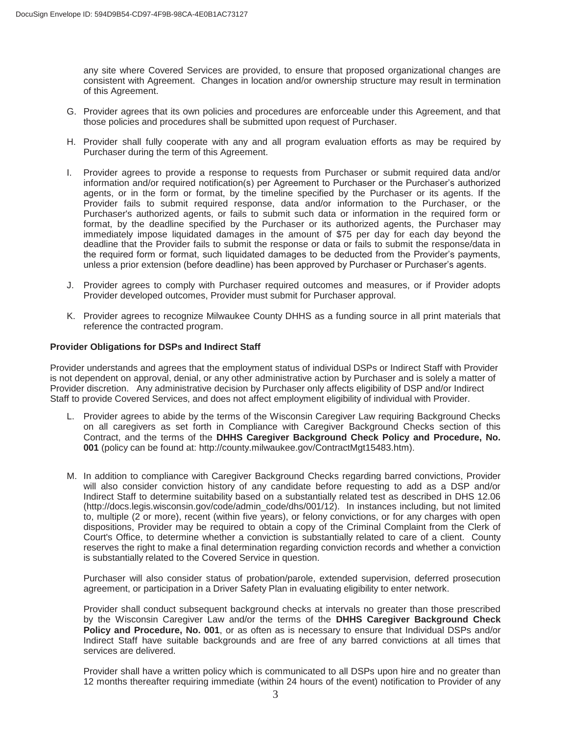any site where Covered Services are provided, to ensure that proposed organizational changes are consistent with Agreement. Changes in location and/or ownership structure may result in termination of this Agreement.

G. Provider agrees that its own policies and procedures are enforceable under this Agreement, and that those policies and procedures shall be submitted upon request of Purchaser.

H. Provider shall fully cooperate with any and all program evaluation efforts as may be required by Purchaser during the term of this Agreement.

I. Provider agrees to provide a response to requests from Purchaser or submit required data and/or information and/or required notification(s) per Agreement to Purchaser or the Purchaser's authorized agents, or in the form or format, by the timeline specified by the Purchaser or its agents. If the Provider fails to submit required response, data and/or information to the Purchaser, or the Purchaser's authorized agents, or fails to submit such data or information in the required form or format, by the deadline specified by the Purchaser or its authorized agents, the Purchaser may immediately impose liquidated damages in the amount of $75 per day for each day beyond the deadline that the Provider fails to submit the response or data or fails to submit the response/data in the required form or format, such liquidated damages to be deducted from the Provider's payments, unless a prior extension (before deadline) has been approved by Purchaser or Purchaser's agents.

J. Provider agrees to comply with Purchaser required outcomes and measures, or if Provider adopts Provider developed outcomes, Provider must submit for Purchaser approval.

K. Provider agrees to recognize Milwaukee County DHHS as a funding source in all print materials that reference the contracted program.

**Provider Obligations for DSPs and Indirect Staff**

Provider understands and agrees that the employment status of individual DSPs or Indirect Staff with Provider is not dependent on approval, denial, or any other administrative action by Purchaser and is solely a matter of Provider discretion. Any administrative decision by Purchaser only affects eligibility of DSP and/or Indirect Staff to provide Covered Services, and does not affect employment eligibility of individual with Provider.

L. Provider agrees to abide by the terms of the Wisconsin Caregiver Law requiring Background Checks on all caregivers as set forth in Compliance with Caregiver Background Checks section of this Contract, and the terms of the **DHHS Caregiver Background Check Policy and Procedure, No. 001** (policy can be found at: http://county.milwaukee.gov/ContractMgt15483.htm).

M. In addition to compliance with Caregiver Background Checks regarding barred convictions, Provider will also consider conviction history of any candidate before requesting to add as a DSP and/or Indirect Staff to determine suitability based on a substantially related test as described in DHS 12.06 (http://docs.legis.wisconsin.gov/code/admin_code/dhs/001/12). In instances including, but not limited to, multiple (2 or more), recent (within five years), or felony convictions, or for any charges with open dispositions, Provider may be required to obtain a copy of the Criminal Complaint from the Clerk of Court's Office, to determine whether a conviction is substantially related to care of a client. County reserves the right to make a final determination regarding conviction records and whether a conviction is substantially related to the Covered Service in question.

   Purchaser will also consider status of probation/parole, extended supervision, deferred prosecution agreement, or participation in a Driver Safety Plan in evaluating eligibility to enter network.

   Provider shall conduct subsequent background checks at intervals no greater than those prescribed by the Wisconsin Caregiver Law and/or the terms of the **DHHS Caregiver Background Check Policy and Procedure, No. 001**, or as often as is necessary to ensure that Individual DSPs and/or Indirect Staff have suitable backgrounds and are free of any barred convictions at all times that services are delivered.

   Provider shall have a written policy which is communicated to all DSPs upon hire and no greater than 12 months thereafter requiring immediate (within 24 hours of the event) notification to Provider of any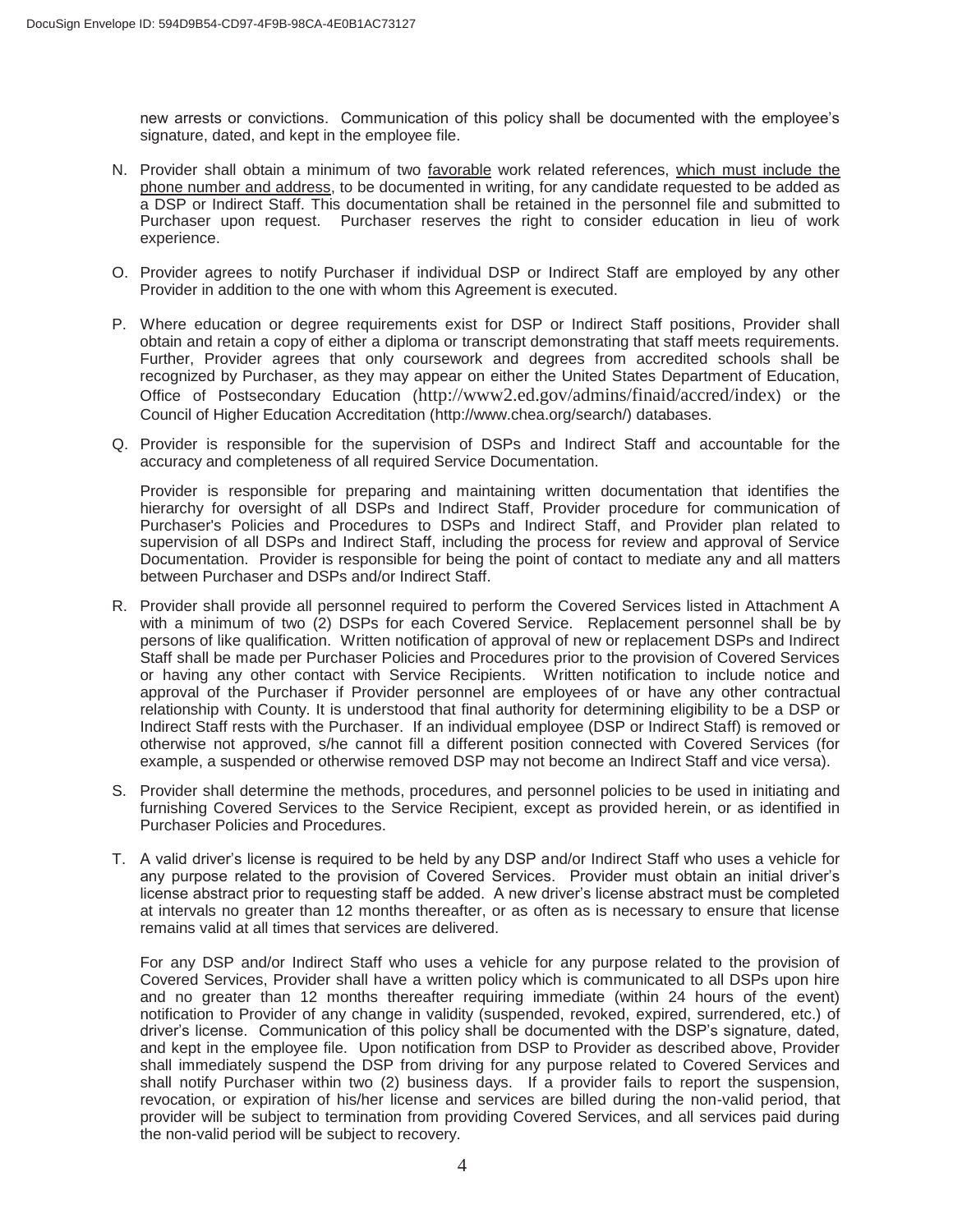new arrests or convictions. Communication of this policy shall be documented with the employee's signature, dated, and kept in the employee file.

N. Provider shall obtain a minimum of two favorable work related references, which must include the phone number and address, to be documented in writing, for any candidate requested to be added as a DSP or Indirect Staff. This documentation shall be retained in the personnel file and submitted to Purchaser upon request. Purchaser reserves the right to consider education in lieu of work experience.

O. Provider agrees to notify Purchaser if individual DSP or Indirect Staff are employed by any other Provider in addition to the one with whom this Agreement is executed.

P. Where education or degree requirements exist for DSP or Indirect Staff positions, Provider shall obtain and retain a copy of either a diploma or transcript demonstrating that staff meets requirements. Further, Provider agrees that only coursework and degrees from accredited schools shall be recognized by Purchaser, as they may appear on either the United States Department of Education, Office of Postsecondary Education (http://www2.ed.gov/admins/finaid/accred/index) or the Council of Higher Education Accreditation (http://www.chea.org/search/) databases.

Q. Provider is responsible for the supervision of DSPs and Indirect Staff and accountable for the accuracy and completeness of all required Service Documentation.

   Provider is responsible for preparing and maintaining written documentation that identifies the hierarchy for oversight of all DSPs and Indirect Staff, Provider procedure for communication of Purchaser's Policies and Procedures to DSPs and Indirect Staff, and Provider plan related to supervision of all DSPs and Indirect Staff, including the process for review and approval of Service Documentation. Provider is responsible for being the point of contact to mediate any and all matters between Purchaser and DSPs and/or Indirect Staff.

R. Provider shall provide all personnel required to perform the Covered Services listed in Attachment A with a minimum of two (2) DSPs for each Covered Service. Replacement personnel shall be by persons of like qualification. Written notification of approval of new or replacement DSPs and Indirect Staff shall be made per Purchaser Policies and Procedures prior to the provision of Covered Services or having any other contact with Service Recipients. Written notification to include notice and approval of the Purchaser if Provider personnel are employees of or have any other contractual relationship with County. It is understood that final authority for determining eligibility to be a DSP or Indirect Staff rests with the Purchaser. If an individual employee (DSP or Indirect Staff) is removed or otherwise not approved, s/he cannot fill a different position connected with Covered Services (for example, a suspended or otherwise removed DSP may not become an Indirect Staff and vice versa).

S. Provider shall determine the methods, procedures, and personnel policies to be used in initiating and furnishing Covered Services to the Service Recipient, except as provided herein, or as identified in Purchaser Policies and Procedures.

T. A valid driver's license is required to be held by any DSP and/or Indirect Staff who uses a vehicle for any purpose related to the provision of Covered Services. Provider must obtain an initial driver's license abstract prior to requesting staff be added. A new driver's license abstract must be completed at intervals no greater than 12 months thereafter, or as often as is necessary to ensure that license remains valid at all times that services are delivered.

   For any DSP and/or Indirect Staff who uses a vehicle for any purpose related to the provision of Covered Services, Provider shall have a written policy which is communicated to all DSPs upon hire and no greater than 12 months thereafter requiring immediate (within 24 hours of the event) notification to Provider of any change in validity (suspended, revoked, expired, surrendered, etc.) of driver's license. Communication of this policy shall be documented with the DSP's signature, dated, and kept in the employee file. Upon notification from DSP to Provider as described above, Provider shall immediately suspend the DSP from driving for any purpose related to Covered Services and shall notify Purchaser within two (2) business days. If a provider fails to report the suspension, revocation, or expiration of his/her license and services are billed during the non-valid period, that provider will be subject to termination from providing Covered Services, and all services paid during the non-valid period will be subject to recovery.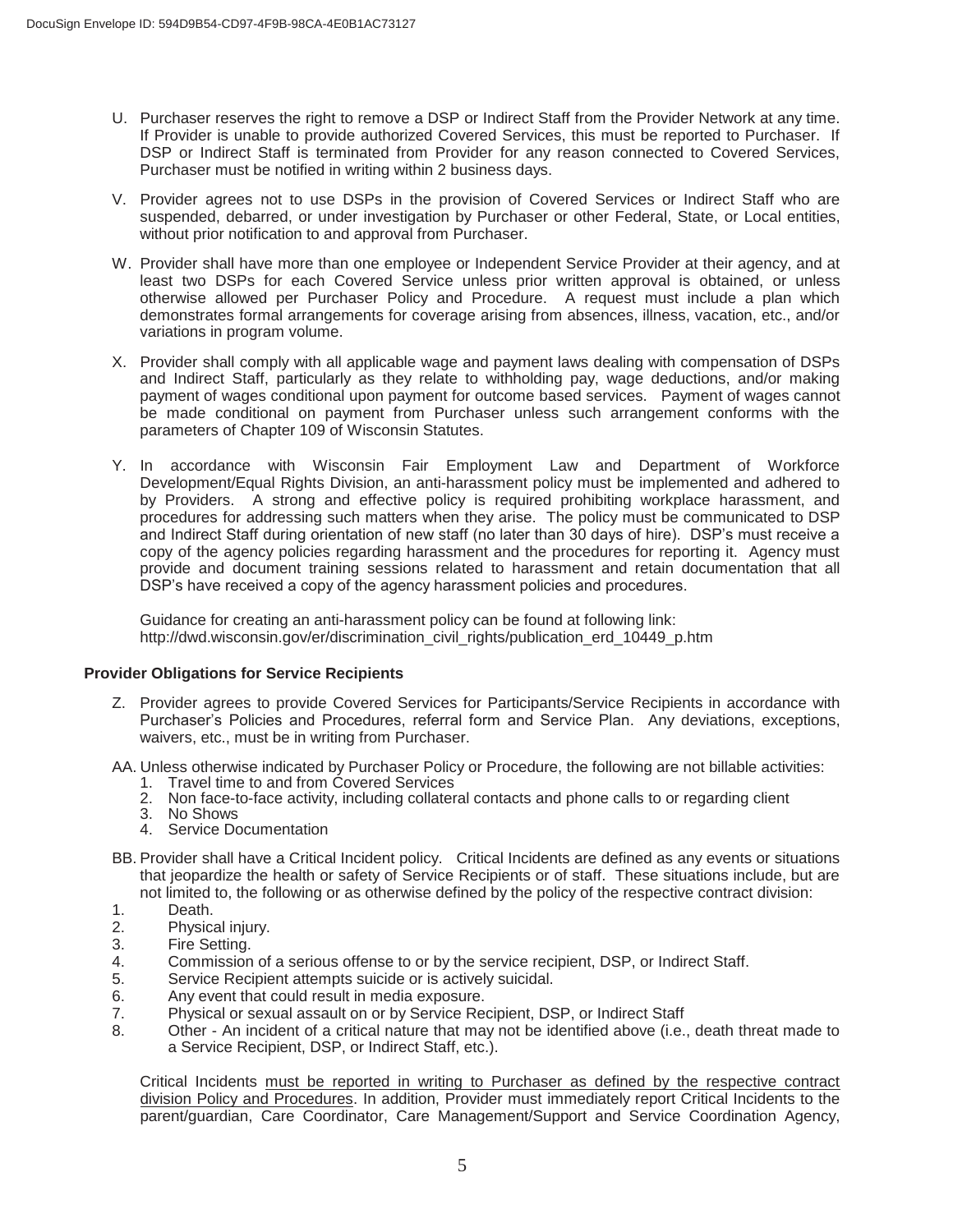U. Purchaser reserves the right to remove a DSP or Indirect Staff from the Provider Network at any time. If Provider is unable to provide authorized Covered Services, this must be reported to Purchaser. If DSP or Indirect Staff is terminated from Provider for any reason connected to Covered Services, Purchaser must be notified in writing within 2 business days.

V. Provider agrees not to use DSPs in the provision of Covered Services or Indirect Staff who are suspended, debarred, or under investigation by Purchaser or other Federal, State, or Local entities, without prior notification to and approval from Purchaser.

W. Provider shall have more than one employee or Independent Service Provider at their agency, and at least two DSPs for each Covered Service unless prior written approval is obtained, or unless otherwise allowed per Purchaser Policy and Procedure. A request must include a plan which demonstrates formal arrangements for coverage arising from absences, illness, vacation, etc., and/or variations in program volume.

X. Provider shall comply with all applicable wage and payment laws dealing with compensation of DSPs and Indirect Staff, particularly as they relate to withholding pay, wage deductions, and/or making payment of wages conditional upon payment for outcome based services. Payment of wages cannot be made conditional on payment from Purchaser unless such arrangement conforms with the parameters of Chapter 109 of Wisconsin Statutes.

Y. In accordance with Wisconsin Fair Employment Law and Department of Workforce Development/Equal Rights Division, an anti-harassment policy must be implemented and adhered to by Providers. A strong and effective policy is required prohibiting workplace harassment, and procedures for addressing such matters when they arise. The policy must be communicated to DSP and Indirect Staff during orientation of new staff (no later than 30 days of hire). DSP's must receive a copy of the agency policies regarding harassment and the procedures for reporting it. Agency must provide and document training sessions related to harassment and retain documentation that all DSP's have received a copy of the agency harassment policies and procedures.

   Guidance for creating an anti-harassment policy can be found at following link: http://dwd.wisconsin.gov/er/discrimination_civil_rights/publication_erd_10449_p.htm

**Provider Obligations for Service Recipients**

Z. Provider agrees to provide Covered Services for Participants/Service Recipients in accordance with Purchaser's Policies and Procedures, referral form and Service Plan. Any deviations, exceptions, waivers, etc., must be in writing from Purchaser.

AA. Unless otherwise indicated by Purchaser Policy or Procedure, the following are not billable activities:
   1. Travel time to and from Covered Services
   2. Non face-to-face activity, including collateral contacts and phone calls to or regarding client
   3. No Shows
   4. Service Documentation

BB. Provider shall have a Critical Incident policy. Critical Incidents are defined as any events or situations that jeopardize the health or safety of Service Recipients or of staff. These situations include, but are not limited to, the following or as otherwise defined by the policy of the respective contract division:
   1. Death.
   2. Physical injury.
   3. Fire Setting.
   4. Commission of a serious offense to or by the service recipient, DSP, or Indirect Staff.
   5. Service Recipient attempts suicide or is actively suicidal.
   6. Any event that could result in media exposure.
   7. Physical or sexual assault on or by Service Recipient, DSP, or Indirect Staff
   8. Other - An incident of a critical nature that may not be identified above (i.e., death threat made to a Service Recipient, DSP, or Indirect Staff, etc.).

   Critical Incidents must be reported in writing to Purchaser as defined by the respective contract division Policy and Procedures. In addition, Provider must immediately report Critical Incidents to the parent/guardian, Care Coordinator, Care Management/Support and Service Coordination Agency,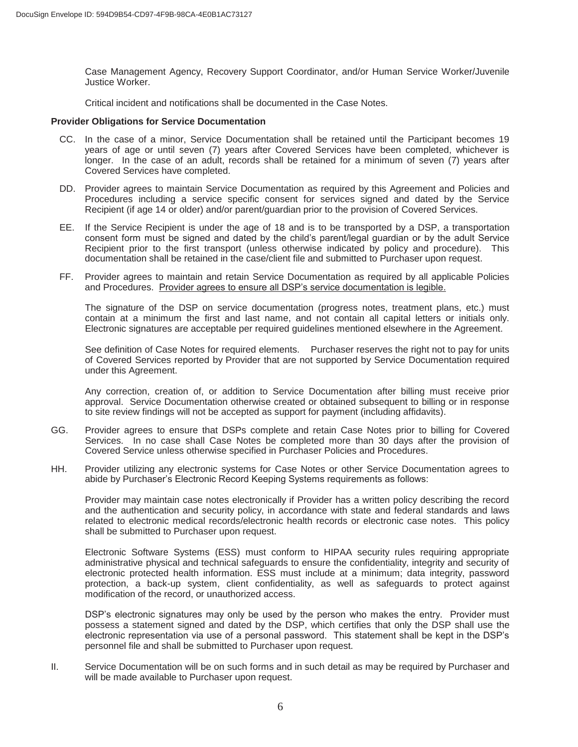Case Management Agency, Recovery Support Coordinator, and/or Human Service Worker/Juvenile Justice Worker.

Critical incident and notifications shall be documented in the Case Notes.

**Provider Obligations for Service Documentation**

CC. In the case of a minor, Service Documentation shall be retained until the Participant becomes 19 years of age or until seven (7) years after Covered Services have been completed, whichever is longer. In the case of an adult, records shall be retained for a minimum of seven (7) years after Covered Services have completed.

DD. Provider agrees to maintain Service Documentation as required by this Agreement and Policies and Procedures including a service specific consent for services signed and dated by the Service Recipient (if age 14 or older) and/or parent/guardian prior to the provision of Covered Services.

EE. If the Service Recipient is under the age of 18 and is to be transported by a DSP, a transportation consent form must be signed and dated by the child's parent/legal guardian or by the adult Service Recipient prior to the first transport (unless otherwise indicated by policy and procedure). This documentation shall be retained in the case/client file and submitted to Purchaser upon request.

FF. Provider agrees to maintain and retain Service Documentation as required by all applicable Policies and Procedures. <u>Provider agrees to ensure all DSP's service documentation is legible.</u>

The signature of the DSP on service documentation (progress notes, treatment plans, etc.) must contain at a minimum the first and last name, and not contain all capital letters or initials only. Electronic signatures are acceptable per required guidelines mentioned elsewhere in the Agreement.

See definition of Case Notes for required elements. Purchaser reserves the right not to pay for units of Covered Services reported by Provider that are not supported by Service Documentation required under this Agreement.

Any correction, creation of, or addition to Service Documentation after billing must receive prior approval. Service Documentation otherwise created or obtained subsequent to billing or in response to site review findings will not be accepted as support for payment (including affidavits).

GG. Provider agrees to ensure that DSPs complete and retain Case Notes prior to billing for Covered Services. In no case shall Case Notes be completed more than 30 days after the provision of Covered Service unless otherwise specified in Purchaser Policies and Procedures.

HH. Provider utilizing any electronic systems for Case Notes or other Service Documentation agrees to abide by Purchaser's Electronic Record Keeping Systems requirements as follows:

Provider may maintain case notes electronically if Provider has a written policy describing the record and the authentication and security policy, in accordance with state and federal standards and laws related to electronic medical records/electronic health records or electronic case notes. This policy shall be submitted to Purchaser upon request.

Electronic Software Systems (ESS) must conform to HIPAA security rules requiring appropriate administrative physical and technical safeguards to ensure the confidentiality, integrity and security of electronic protected health information. ESS must include at a minimum; data integrity, password protection, a back-up system, client confidentiality, as well as safeguards to protect against modification of the record, or unauthorized access.

DSP's electronic signatures may only be used by the person who makes the entry. Provider must possess a statement signed and dated by the DSP, which certifies that only the DSP shall use the electronic representation via use of a personal password. This statement shall be kept in the DSP's personnel file and shall be submitted to Purchaser upon request.

II. Service Documentation will be on such forms and in such detail as may be required by Purchaser and will be made available to Purchaser upon request.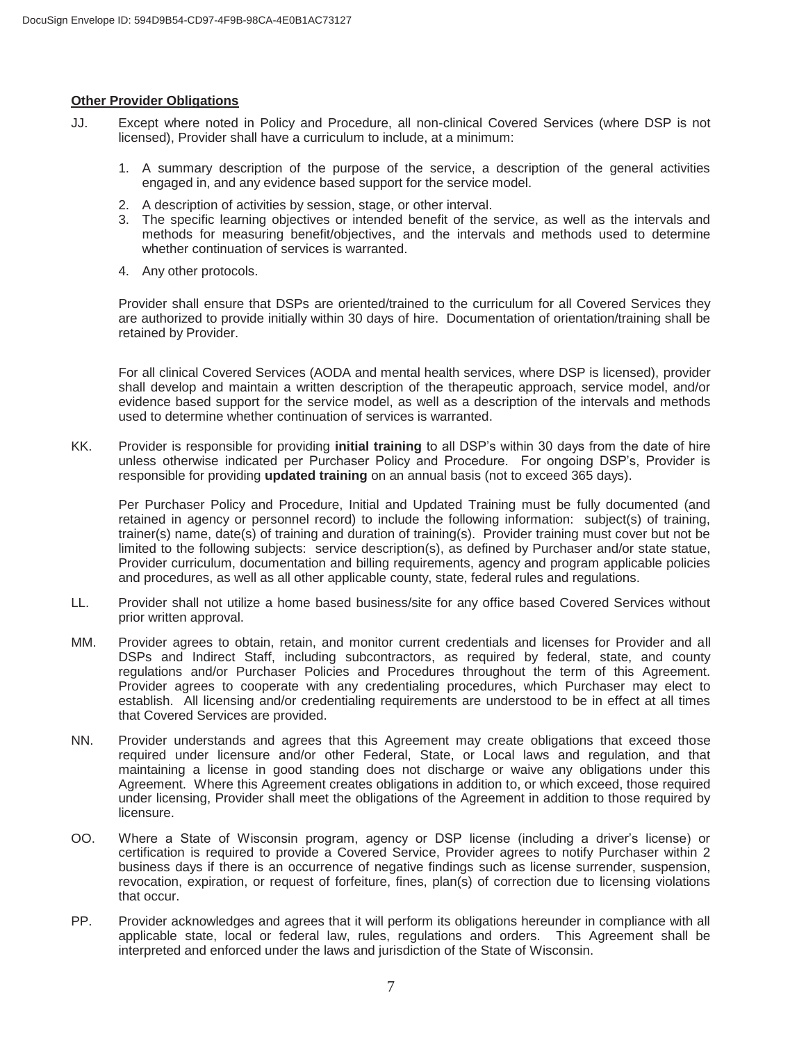**Other Provider Obligations**

JJ. Except where noted in Policy and Procedure, all non-clinical Covered Services (where DSP is not licensed), Provider shall have a curriculum to include, at a minimum:

1. A summary description of the purpose of the service, a description of the general activities engaged in, and any evidence based support for the service model.
2. A description of activities by session, stage, or other interval.
3. The specific learning objectives or intended benefit of the service, as well as the intervals and methods for measuring benefit/objectives, and the intervals and methods used to determine whether continuation of services is warranted.
4. Any other protocols.

Provider shall ensure that DSPs are oriented/trained to the curriculum for all Covered Services they are authorized to provide initially within 30 days of hire. Documentation of orientation/training shall be retained by Provider.

For all clinical Covered Services (AODA and mental health services, where DSP is licensed), provider shall develop and maintain a written description of the therapeutic approach, service model, and/or evidence based support for the service model, as well as a description of the intervals and methods used to determine whether continuation of services is warranted.

KK. Provider is responsible for providing **initial training** to all DSP's within 30 days from the date of hire unless otherwise indicated per Purchaser Policy and Procedure. For ongoing DSP's, Provider is responsible for providing **updated training** on an annual basis (not to exceed 365 days).

Per Purchaser Policy and Procedure, Initial and Updated Training must be fully documented (and retained in agency or personnel record) to include the following information: subject(s) of training, trainer(s) name, date(s) of training and duration of training(s). Provider training must cover but not be limited to the following subjects: service description(s), as defined by Purchaser and/or state statue, Provider curriculum, documentation and billing requirements, agency and program applicable policies and procedures, as well as all other applicable county, state, federal rules and regulations.

LL. Provider shall not utilize a home based business/site for any office based Covered Services without prior written approval.

MM. Provider agrees to obtain, retain, and monitor current credentials and licenses for Provider and all DSPs and Indirect Staff, including subcontractors, as required by federal, state, and county regulations and/or Purchaser Policies and Procedures throughout the term of this Agreement. Provider agrees to cooperate with any credentialing procedures, which Purchaser may elect to establish. All licensing and/or credentialing requirements are understood to be in effect at all times that Covered Services are provided.

NN. Provider understands and agrees that this Agreement may create obligations that exceed those required under licensure and/or other Federal, State, or Local laws and regulation, and that maintaining a license in good standing does not discharge or waive any obligations under this Agreement. Where this Agreement creates obligations in addition to, or which exceed, those required under licensing, Provider shall meet the obligations of the Agreement in addition to those required by licensure.

OO. Where a State of Wisconsin program, agency or DSP license (including a driver's license) or certification is required to provide a Covered Service, Provider agrees to notify Purchaser within 2 business days if there is an occurrence of negative findings such as license surrender, suspension, revocation, expiration, or request of forfeiture, fines, plan(s) of correction due to licensing violations that occur.

PP. Provider acknowledges and agrees that it will perform its obligations hereunder in compliance with all applicable state, local or federal law, rules, regulations and orders. This Agreement shall be interpreted and enforced under the laws and jurisdiction of the State of Wisconsin.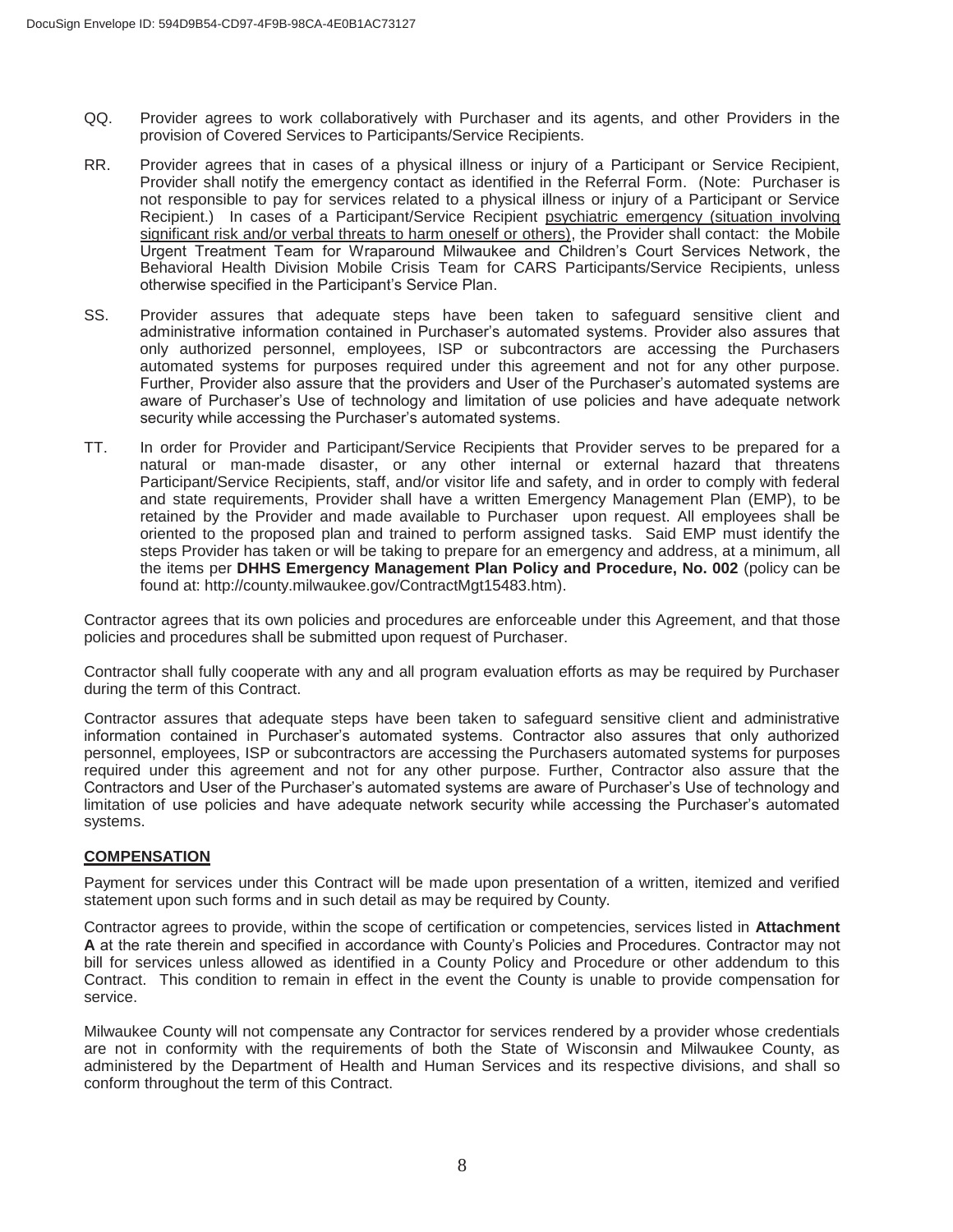QQ. Provider agrees to work collaboratively with Purchaser and its agents, and other Providers in the provision of Covered Services to Participants/Service Recipients.

RR. Provider agrees that in cases of a physical illness or injury of a Participant or Service Recipient, Provider shall notify the emergency contact as identified in the Referral Form. (Note: Purchaser is not responsible to pay for services related to a physical illness or injury of a Participant or Service Recipient.) In cases of a Participant/Service Recipient psychiatric emergency (situation involving significant risk and/or verbal threats to harm oneself or others), the Provider shall contact: the Mobile Urgent Treatment Team for Wraparound Milwaukee and Children's Court Services Network, the Behavioral Health Division Mobile Crisis Team for CARS Participants/Service Recipients, unless otherwise specified in the Participant's Service Plan.

SS. Provider assures that adequate steps have been taken to safeguard sensitive client and administrative information contained in Purchaser's automated systems. Provider also assures that only authorized personnel, employees, ISP or subcontractors are accessing the Purchasers automated systems for purposes required under this agreement and not for any other purpose. Further, Provider also assure that the providers and User of the Purchaser's automated systems are aware of Purchaser's Use of technology and limitation of use policies and have adequate network security while accessing the Purchaser's automated systems.

TT. In order for Provider and Participant/Service Recipients that Provider serves to be prepared for a natural or man-made disaster, or any other internal or external hazard that threatens Participant/Service Recipients, staff, and/or visitor life and safety, and in order to comply with federal and state requirements, Provider shall have a written Emergency Management Plan (EMP), to be retained by the Provider and made available to Purchaser upon request. All employees shall be oriented to the proposed plan and trained to perform assigned tasks. Said EMP must identify the steps Provider has taken or will be taking to prepare for an emergency and address, at a minimum, all the items per **DHHS Emergency Management Plan Policy and Procedure, No. 002** (policy can be found at: http://county.milwaukee.gov/ContractMgt15483.htm).

Contractor agrees that its own policies and procedures are enforceable under this Agreement, and that those policies and procedures shall be submitted upon request of Purchaser.

Contractor shall fully cooperate with any and all program evaluation efforts as may be required by Purchaser during the term of this Contract.

Contractor assures that adequate steps have been taken to safeguard sensitive client and administrative information contained in Purchaser's automated systems. Contractor also assures that only authorized personnel, employees, ISP or subcontractors are accessing the Purchasers automated systems for purposes required under this agreement and not for any other purpose. Further, Contractor also assure that the Contractors and User of the Purchaser's automated systems are aware of Purchaser's Use of technology and limitation of use policies and have adequate network security while accessing the Purchaser's automated systems.

## COMPENSATION

Payment for services under this Contract will be made upon presentation of a written, itemized and verified statement upon such forms and in such detail as may be required by County.

Contractor agrees to provide, within the scope of certification or competencies, services listed in **Attachment A** at the rate therein and specified in accordance with County's Policies and Procedures. Contractor may not bill for services unless allowed as identified in a County Policy and Procedure or other addendum to this Contract. This condition to remain in effect in the event the County is unable to provide compensation for service.

Milwaukee County will not compensate any Contractor for services rendered by a provider whose credentials are not in conformity with the requirements of both the State of Wisconsin and Milwaukee County, as administered by the Department of Health and Human Services and its respective divisions, and shall so conform throughout the term of this Contract.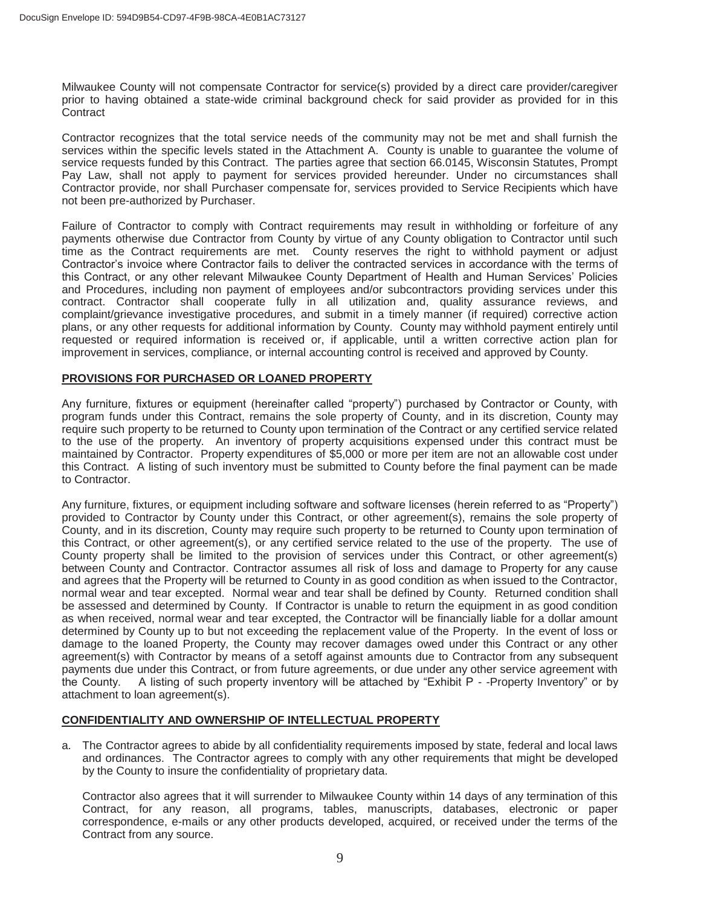Milwaukee County will not compensate Contractor for service(s) provided by a direct care provider/caregiver prior to having obtained a state-wide criminal background check for said provider as provided for in this Contract

Contractor recognizes that the total service needs of the community may not be met and shall furnish the services within the specific levels stated in the Attachment A. County is unable to guarantee the volume of service requests funded by this Contract. The parties agree that section 66.0145, Wisconsin Statutes, Prompt Pay Law, shall not apply to payment for services provided hereunder. Under no circumstances shall Contractor provide, nor shall Purchaser compensate for, services provided to Service Recipients which have not been pre-authorized by Purchaser.

Failure of Contractor to comply with Contract requirements may result in withholding or forfeiture of any payments otherwise due Contractor from County by virtue of any County obligation to Contractor until such time as the Contract requirements are met. County reserves the right to withhold payment or adjust Contractor's invoice where Contractor fails to deliver the contracted services in accordance with the terms of this Contract, or any other relevant Milwaukee County Department of Health and Human Services' Policies and Procedures, including non payment of employees and/or subcontractors providing services under this contract. Contractor shall cooperate fully in all utilization and, quality assurance reviews, and complaint/grievance investigative procedures, and submit in a timely manner (if required) corrective action plans, or any other requests for additional information by County. County may withhold payment entirely until requested or required information is received or, if applicable, until a written corrective action plan for improvement in services, compliance, or internal accounting control is received and approved by County.

## PROVISIONS FOR PURCHASED OR LOANED PROPERTY

Any furniture, fixtures or equipment (hereinafter called "property") purchased by Contractor or County, with program funds under this Contract, remains the sole property of County, and in its discretion, County may require such property to be returned to County upon termination of the Contract or any certified service related to the use of the property. An inventory of property acquisitions expensed under this contract must be maintained by Contractor. Property expenditures of $5,000 or more per item are not an allowable cost under this Contract. A listing of such inventory must be submitted to County before the final payment can be made to Contractor.

Any furniture, fixtures, or equipment including software and software licenses (herein referred to as "Property") provided to Contractor by County under this Contract, or other agreement(s), remains the sole property of County, and in its discretion, County may require such property to be returned to County upon termination of this Contract, or other agreement(s), or any certified service related to the use of the property. The use of County property shall be limited to the provision of services under this Contract, or other agreement(s) between County and Contractor. Contractor assumes all risk of loss and damage to Property for any cause and agrees that the Property will be returned to County in as good condition as when issued to the Contractor, normal wear and tear excepted. Normal wear and tear shall be defined by County. Returned condition shall be assessed and determined by County. If Contractor is unable to return the equipment in as good condition as when received, normal wear and tear excepted, the Contractor will be financially liable for a dollar amount determined by County up to but not exceeding the replacement value of the Property. In the event of loss or damage to the loaned Property, the County may recover damages owed under this Contract or any other agreement(s) with Contractor by means of a setoff against amounts due to Contractor from any subsequent payments due under this Contract, or from future agreements, or due under any other service agreement with the County. A listing of such property inventory will be attached by "Exhibit P - -Property Inventory" or by attachment to loan agreement(s).

## CONFIDENTIALITY AND OWNERSHIP OF INTELLECTUAL PROPERTY

a. The Contractor agrees to abide by all confidentiality requirements imposed by state, federal and local laws and ordinances. The Contractor agrees to comply with any other requirements that might be developed by the County to insure the confidentiality of proprietary data.

   Contractor also agrees that it will surrender to Milwaukee County within 14 days of any termination of this Contract, for any reason, all programs, tables, manuscripts, databases, electronic or paper correspondence, e-mails or any other products developed, acquired, or received under the terms of the Contract from any source.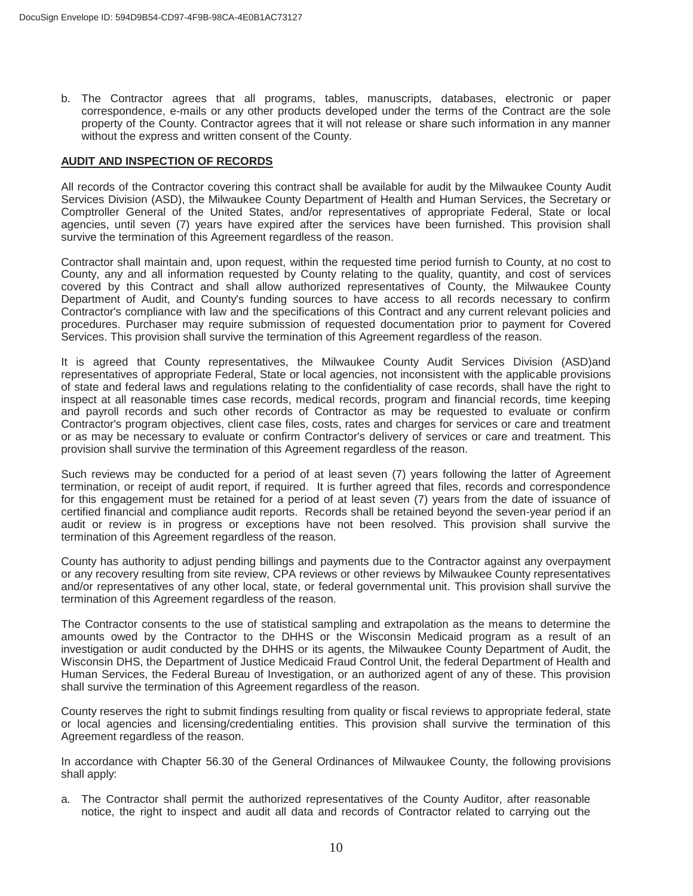b. The Contractor agrees that all programs, tables, manuscripts, databases, electronic or paper correspondence, e-mails or any other products developed under the terms of the Contract are the sole property of the County. Contractor agrees that it will not release or share such information in any manner without the express and written consent of the County.

**AUDIT AND INSPECTION OF RECORDS**

All records of the Contractor covering this contract shall be available for audit by the Milwaukee County Audit Services Division (ASD), the Milwaukee County Department of Health and Human Services, the Secretary or Comptroller General of the United States, and/or representatives of appropriate Federal, State or local agencies, until seven (7) years have expired after the services have been furnished. This provision shall survive the termination of this Agreement regardless of the reason.

Contractor shall maintain and, upon request, within the requested time period furnish to County, at no cost to County, any and all information requested by County relating to the quality, quantity, and cost of services covered by this Contract and shall allow authorized representatives of County, the Milwaukee County Department of Audit, and County's funding sources to have access to all records necessary to confirm Contractor's compliance with law and the specifications of this Contract and any current relevant policies and procedures. Purchaser may require submission of requested documentation prior to payment for Covered Services. This provision shall survive the termination of this Agreement regardless of the reason.

It is agreed that County representatives, the Milwaukee County Audit Services Division (ASD)and representatives of appropriate Federal, State or local agencies, not inconsistent with the applicable provisions of state and federal laws and regulations relating to the confidentiality of case records, shall have the right to inspect at all reasonable times case records, medical records, program and financial records, time keeping and payroll records and such other records of Contractor as may be requested to evaluate or confirm Contractor's program objectives, client case files, costs, rates and charges for services or care and treatment or as may be necessary to evaluate or confirm Contractor's delivery of services or care and treatment. This provision shall survive the termination of this Agreement regardless of the reason.

Such reviews may be conducted for a period of at least seven (7) years following the latter of Agreement termination, or receipt of audit report, if required. It is further agreed that files, records and correspondence for this engagement must be retained for a period of at least seven (7) years from the date of issuance of certified financial and compliance audit reports. Records shall be retained beyond the seven-year period if an audit or review is in progress or exceptions have not been resolved. This provision shall survive the termination of this Agreement regardless of the reason.

County has authority to adjust pending billings and payments due to the Contractor against any overpayment or any recovery resulting from site review, CPA reviews or other reviews by Milwaukee County representatives and/or representatives of any other local, state, or federal governmental unit. This provision shall survive the termination of this Agreement regardless of the reason.

The Contractor consents to the use of statistical sampling and extrapolation as the means to determine the amounts owed by the Contractor to the DHHS or the Wisconsin Medicaid program as a result of an investigation or audit conducted by the DHHS or its agents, the Milwaukee County Department of Audit, the Wisconsin DHS, the Department of Justice Medicaid Fraud Control Unit, the federal Department of Health and Human Services, the Federal Bureau of Investigation, or an authorized agent of any of these. This provision shall survive the termination of this Agreement regardless of the reason.

County reserves the right to submit findings resulting from quality or fiscal reviews to appropriate federal, state or local agencies and licensing/credentialing entities. This provision shall survive the termination of this Agreement regardless of the reason.

In accordance with Chapter 56.30 of the General Ordinances of Milwaukee County, the following provisions shall apply:

a. The Contractor shall permit the authorized representatives of the County Auditor, after reasonable notice, the right to inspect and audit all data and records of Contractor related to carrying out the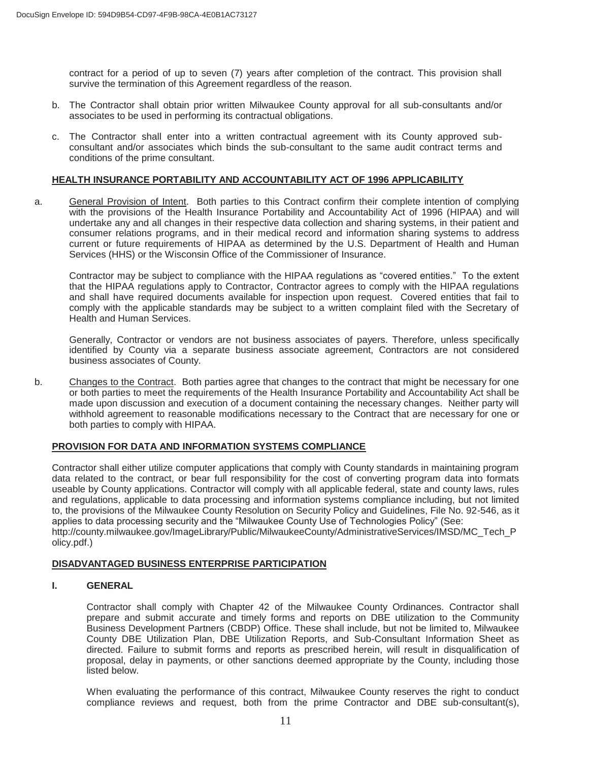contract for a period of up to seven (7) years after completion of the contract. This provision shall survive the termination of this Agreement regardless of the reason.

b. The Contractor shall obtain prior written Milwaukee County approval for all sub-consultants and/or associates to be used in performing its contractual obligations.

c. The Contractor shall enter into a written contractual agreement with its County approved sub-consultant and/or associates which binds the sub-consultant to the same audit contract terms and conditions of the prime consultant.

## HEALTH INSURANCE PORTABILITY AND ACCOUNTABILITY ACT OF 1996 APPLICABILITY

a. General Provision of Intent. Both parties to this Contract confirm their complete intention of complying with the provisions of the Health Insurance Portability and Accountability Act of 1996 (HIPAA) and will undertake any and all changes in their respective data collection and sharing systems, in their patient and consumer relations programs, and in their medical record and information sharing systems to address current or future requirements of HIPAA as determined by the U.S. Department of Health and Human Services (HHS) or the Wisconsin Office of the Commissioner of Insurance.

Contractor may be subject to compliance with the HIPAA regulations as "covered entities." To the extent that the HIPAA regulations apply to Contractor, Contractor agrees to comply with the HIPAA regulations and shall have required documents available for inspection upon request. Covered entities that fail to comply with the applicable standards may be subject to a written complaint filed with the Secretary of Health and Human Services.

Generally, Contractor or vendors are not business associates of payers. Therefore, unless specifically identified by County via a separate business associate agreement, Contractors are not considered business associates of County.

b. Changes to the Contract. Both parties agree that changes to the contract that might be necessary for one or both parties to meet the requirements of the Health Insurance Portability and Accountability Act shall be made upon discussion and execution of a document containing the necessary changes. Neither party will withhold agreement to reasonable modifications necessary to the Contract that are necessary for one or both parties to comply with HIPAA.

## PROVISION FOR DATA AND INFORMATION SYSTEMS COMPLIANCE

Contractor shall either utilize computer applications that comply with County standards in maintaining program data related to the contract, or bear full responsibility for the cost of converting program data into formats useable by County applications. Contractor will comply with all applicable federal, state and county laws, rules and regulations, applicable to data processing and information systems compliance including, but not limited to, the provisions of the Milwaukee County Resolution on Security Policy and Guidelines, File No. 92-546, as it applies to data processing security and the "Milwaukee County Use of Technologies Policy" (See: http://county.milwaukee.gov/ImageLibrary/Public/MilwaukeeCounty/AdministrativeServices/IMSD/MC_Tech_Policy.pdf.)

## DISADVANTAGED BUSINESS ENTERPRISE PARTICIPATION

### I. GENERAL

Contractor shall comply with Chapter 42 of the Milwaukee County Ordinances. Contractor shall prepare and submit accurate and timely forms and reports on DBE utilization to the Community Business Development Partners (CBDP) Office. These shall include, but not be limited to, Milwaukee County DBE Utilization Plan, DBE Utilization Reports, and Sub-Consultant Information Sheet as directed. Failure to submit forms and reports as prescribed herein, will result in disqualification of proposal, delay in payments, or other sanctions deemed appropriate by the County, including those listed below.

When evaluating the performance of this contract, Milwaukee County reserves the right to conduct compliance reviews and request, both from the prime Contractor and DBE sub-consultant(s),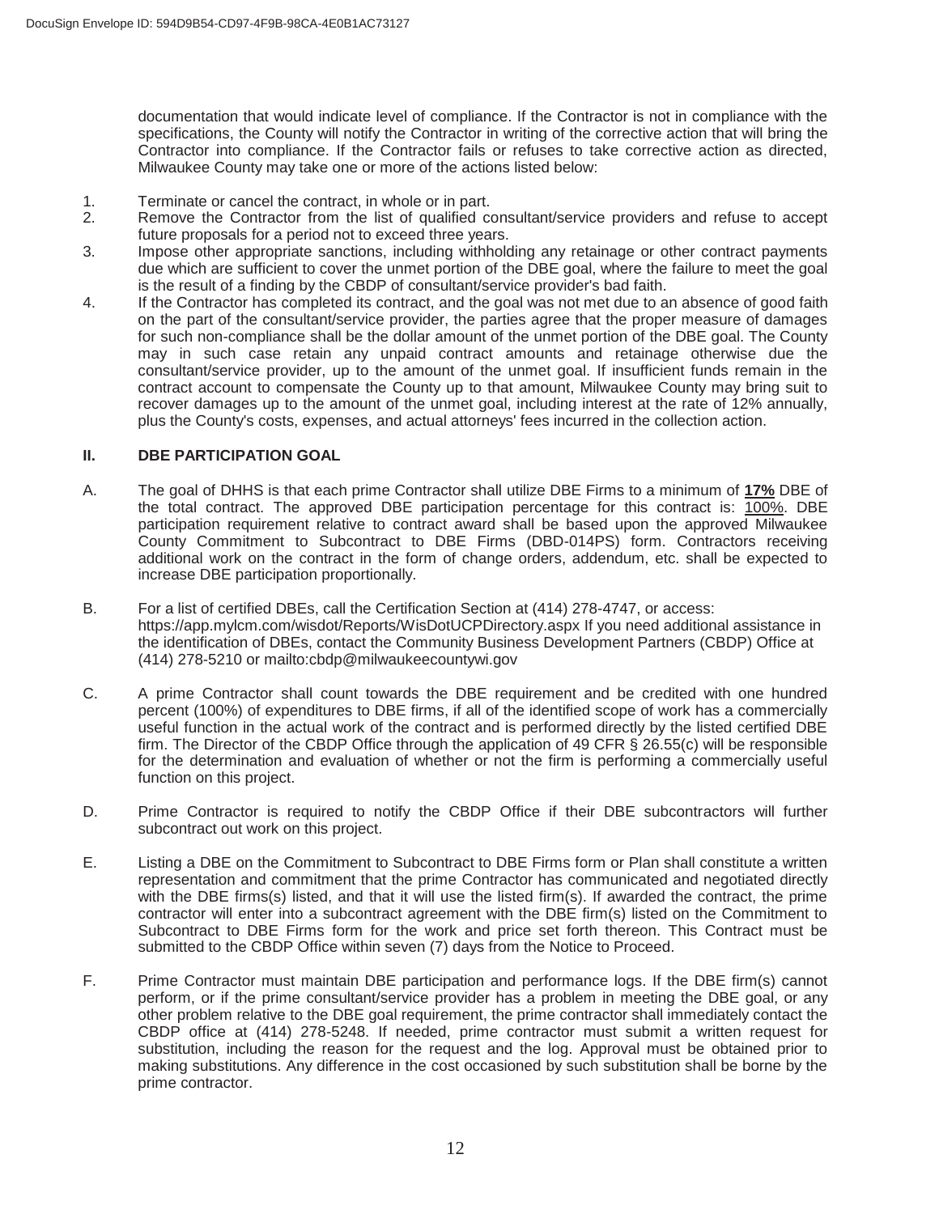documentation that would indicate level of compliance. If the Contractor is not in compliance with the specifications, the County will notify the Contractor in writing of the corrective action that will bring the Contractor into compliance. If the Contractor fails or refuses to take corrective action as directed, Milwaukee County may take one or more of the actions listed below:

1. Terminate or cancel the contract, in whole or in part.
2. Remove the Contractor from the list of qualified consultant/service providers and refuse to accept future proposals for a period not to exceed three years.
3. Impose other appropriate sanctions, including withholding any retainage or other contract payments due which are sufficient to cover the unmet portion of the DBE goal, where the failure to meet the goal is the result of a finding by the CBDP of consultant/service provider's bad faith.
4. If the Contractor has completed its contract, and the goal was not met due to an absence of good faith on the part of the consultant/service provider, the parties agree that the proper measure of damages for such non-compliance shall be the dollar amount of the unmet portion of the DBE goal. The County may in such case retain any unpaid contract amounts and retainage otherwise due the consultant/service provider, up to the amount of the unmet goal. If insufficient funds remain in the contract account to compensate the County up to that amount, Milwaukee County may bring suit to recover damages up to the amount of the unmet goal, including interest at the rate of 12% annually, plus the County's costs, expenses, and actual attorneys' fees incurred in the collection action.

## II. DBE PARTICIPATION GOAL

A. The goal of DHHS is that each prime Contractor shall utilize DBE Firms to a minimum of **17%** DBE of the total contract. The approved DBE participation percentage for this contract is: 100%. DBE participation requirement relative to contract award shall be based upon the approved Milwaukee County Commitment to Subcontract to DBE Firms (DBD-014PS) form. Contractors receiving additional work on the contract in the form of change orders, addendum, etc. shall be expected to increase DBE participation proportionally.

B. For a list of certified DBEs, call the Certification Section at (414) 278-4747, or access: https://app.mylcm.com/wisdot/Reports/WisDotUCPDirectory.aspx If you need additional assistance in the identification of DBEs, contact the Community Business Development Partners (CBDP) Office at (414) 278-5210 or mailto:cbdp@milwaukeecountywi.gov

C. A prime Contractor shall count towards the DBE requirement and be credited with one hundred percent (100%) of expenditures to DBE firms, if all of the identified scope of work has a commercially useful function in the actual work of the contract and is performed directly by the listed certified DBE firm. The Director of the CBDP Office through the application of 49 CFR § 26.55(c) will be responsible for the determination and evaluation of whether or not the firm is performing a commercially useful function on this project.

D. Prime Contractor is required to notify the CBDP Office if their DBE subcontractors will further subcontract out work on this project.

E. Listing a DBE on the Commitment to Subcontract to DBE Firms form or Plan shall constitute a written representation and commitment that the prime Contractor has communicated and negotiated directly with the DBE firms(s) listed, and that it will use the listed firm(s). If awarded the contract, the prime contractor will enter into a subcontract agreement with the DBE firm(s) listed on the Commitment to Subcontract to DBE Firms form for the work and price set forth thereon. This Contract must be submitted to the CBDP Office within seven (7) days from the Notice to Proceed.

F. Prime Contractor must maintain DBE participation and performance logs. If the DBE firm(s) cannot perform, or if the prime consultant/service provider has a problem in meeting the DBE goal, or any other problem relative to the DBE goal requirement, the prime contractor shall immediately contact the CBDP office at (414) 278-5248. If needed, prime contractor must submit a written request for substitution, including the reason for the request and the log. Approval must be obtained prior to making substitutions. Any difference in the cost occasioned by such substitution shall be borne by the prime contractor.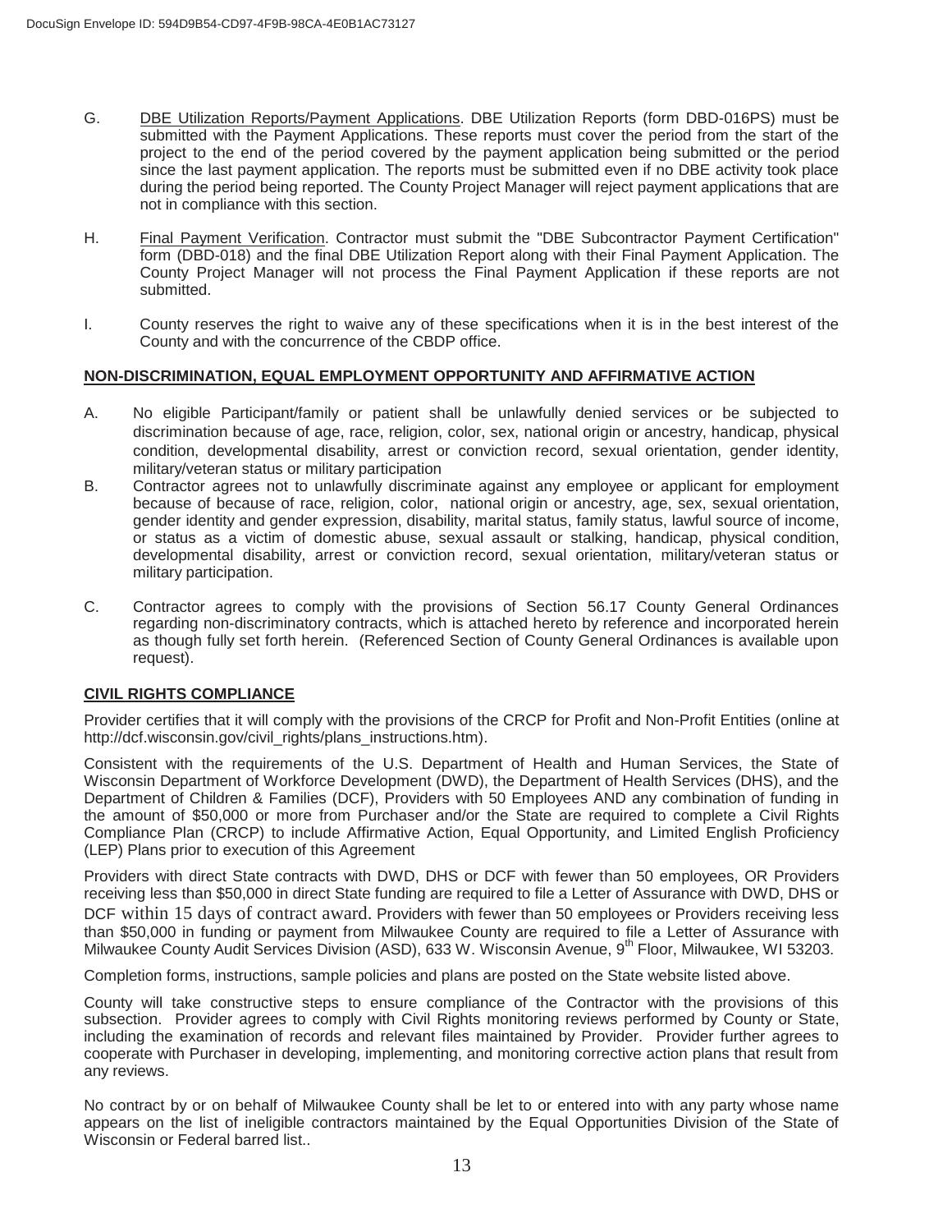G. DBE Utilization Reports/Payment Applications. DBE Utilization Reports (form DBD-016PS) must be submitted with the Payment Applications. These reports must cover the period from the start of the project to the end of the period covered by the payment application being submitted or the period since the last payment application. The reports must be submitted even if no DBE activity took place during the period being reported. The County Project Manager will reject payment applications that are not in compliance with this section.

H. Final Payment Verification. Contractor must submit the "DBE Subcontractor Payment Certification" form (DBD-018) and the final DBE Utilization Report along with their Final Payment Application. The County Project Manager will not process the Final Payment Application if these reports are not submitted.

I. County reserves the right to waive any of these specifications when it is in the best interest of the County and with the concurrence of the CBDP office.

## NON-DISCRIMINATION, EQUAL EMPLOYMENT OPPORTUNITY AND AFFIRMATIVE ACTION

A. No eligible Participant/family or patient shall be unlawfully denied services or be subjected to discrimination because of age, race, religion, color, sex, national origin or ancestry, handicap, physical condition, developmental disability, arrest or conviction record, sexual orientation, gender identity, military/veteran status or military participation

B. Contractor agrees not to unlawfully discriminate against any employee or applicant for employment because of because of race, religion, color, national origin or ancestry, age, sex, sexual orientation, gender identity and gender expression, disability, marital status, family status, lawful source of income, or status as a victim of domestic abuse, sexual assault or stalking, handicap, physical condition, developmental disability, arrest or conviction record, sexual orientation, military/veteran status or military participation.

C. Contractor agrees to comply with the provisions of Section 56.17 County General Ordinances regarding non-discriminatory contracts, which is attached hereto by reference and incorporated herein as though fully set forth herein. (Referenced Section of County General Ordinances is available upon request).

## CIVIL RIGHTS COMPLIANCE

Provider certifies that it will comply with the provisions of the CRCP for Profit and Non-Profit Entities (online at http://dcf.wisconsin.gov/civil_rights/plans_instructions.htm).

Consistent with the requirements of the U.S. Department of Health and Human Services, the State of Wisconsin Department of Workforce Development (DWD), the Department of Health Services (DHS), and the Department of Children & Families (DCF), Providers with 50 Employees AND any combination of funding in the amount of $50,000 or more from Purchaser and/or the State are required to complete a Civil Rights Compliance Plan (CRCP) to include Affirmative Action, Equal Opportunity, and Limited English Proficiency (LEP) Plans prior to execution of this Agreement

Providers with direct State contracts with DWD, DHS or DCF with fewer than 50 employees, OR Providers receiving less than $50,000 in direct State funding are required to file a Letter of Assurance with DWD, DHS or DCF within 15 days of contract award. Providers with fewer than 50 employees or Providers receiving less than $50,000 in funding or payment from Milwaukee County are required to file a Letter of Assurance with Milwaukee County Audit Services Division (ASD), 633 W. Wisconsin Avenue, 9th Floor, Milwaukee, WI 53203.

Completion forms, instructions, sample policies and plans are posted on the State website listed above.

County will take constructive steps to ensure compliance of the Contractor with the provisions of this subsection. Provider agrees to comply with Civil Rights monitoring reviews performed by County or State, including the examination of records and relevant files maintained by Provider. Provider further agrees to cooperate with Purchaser in developing, implementing, and monitoring corrective action plans that result from any reviews.

No contract by or on behalf of Milwaukee County shall be let to or entered into with any party whose name appears on the list of ineligible contractors maintained by the Equal Opportunities Division of the State of Wisconsin or Federal barred list..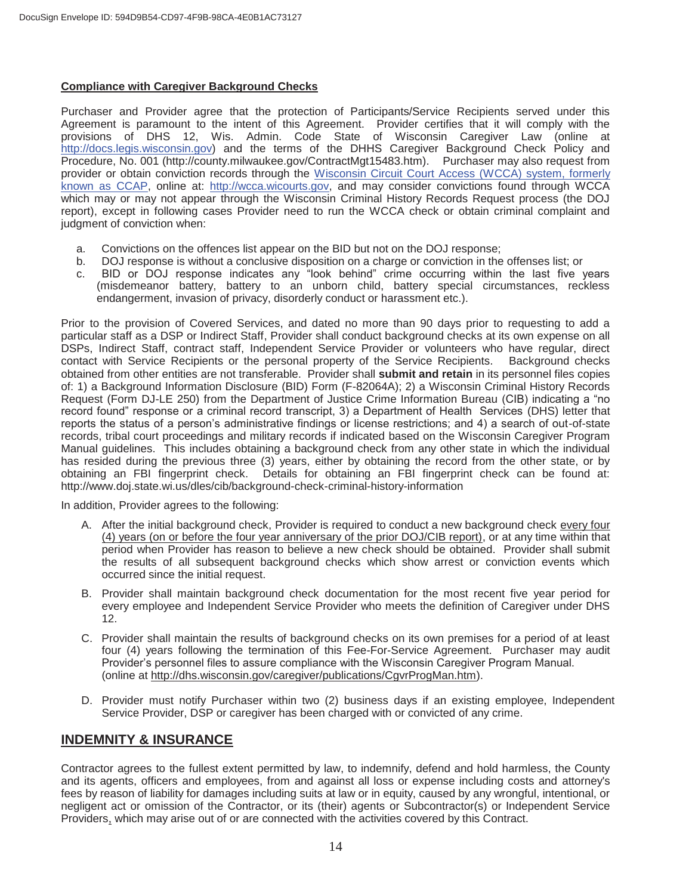**Compliance with Caregiver Background Checks**

Purchaser and Provider agree that the protection of Participants/Service Recipients served under this Agreement is paramount to the intent of this Agreement. Provider certifies that it will comply with the provisions of DHS 12, Wis. Admin. Code State of Wisconsin Caregiver Law (online at http://docs.legis.wisconsin.gov) and the terms of the DHHS Caregiver Background Check Policy and Procedure, No. 001 (http://county.milwaukee.gov/ContractMgt15483.htm). Purchaser may also request from provider or obtain conviction records through the Wisconsin Circuit Court Access (WCCA) system, formerly known as CCAP, online at: http://wcca.wicourts.gov, and may consider convictions found through WCCA which may or may not appear through the Wisconsin Criminal History Records Request process (the DOJ report), except in following cases Provider need to run the WCCA check or obtain criminal complaint and judgment of conviction when:

a. Convictions on the offences list appear on the BID but not on the DOJ response;
b. DOJ response is without a conclusive disposition on a charge or conviction in the offenses list; or
c. BID or DOJ response indicates any "look behind" crime occurring within the last five years (misdemeanor battery, battery to an unborn child, battery special circumstances, reckless endangerment, invasion of privacy, disorderly conduct or harassment etc.).

Prior to the provision of Covered Services, and dated no more than 90 days prior to requesting to add a particular staff as a DSP or Indirect Staff, Provider shall conduct background checks at its own expense on all DSPs, Indirect Staff, contract staff, Independent Service Provider or volunteers who have regular, direct contact with Service Recipients or the personal property of the Service Recipients. Background checks obtained from other entities are not transferable. Provider shall **submit and retain** in its personnel files copies of: 1) a Background Information Disclosure (BID) Form (F-82064A); 2) a Wisconsin Criminal History Records Request (Form DJ-LE 250) from the Department of Justice Crime Information Bureau (CIB) indicating a "no record found" response or a criminal record transcript, 3) a Department of Health Services (DHS) letter that reports the status of a person's administrative findings or license restrictions; and 4) a search of out-of-state records, tribal court proceedings and military records if indicated based on the Wisconsin Caregiver Program Manual guidelines. This includes obtaining a background check from any other state in which the individual has resided during the previous three (3) years, either by obtaining the record from the other state, or by obtaining an FBI fingerprint check. Details for obtaining an FBI fingerprint check can be found at: http://www.doj.state.wi.us/dles/cib/background-check-criminal-history-information

In addition, Provider agrees to the following:

A. After the initial background check, Provider is required to conduct a new background check every four (4) years (on or before the four year anniversary of the prior DOJ/CIB report), or at any time within that period when Provider has reason to believe a new check should be obtained. Provider shall submit the results of all subsequent background checks which show arrest or conviction events which occurred since the initial request.

B. Provider shall maintain background check documentation for the most recent five year period for every employee and Independent Service Provider who meets the definition of Caregiver under DHS 12.

C. Provider shall maintain the results of background checks on its own premises for a period of at least four (4) years following the termination of this Fee-For-Service Agreement. Purchaser may audit Provider's personnel files to assure compliance with the Wisconsin Caregiver Program Manual. (online at http://dhs.wisconsin.gov/caregiver/publications/CgvrProgMan.htm).

D. Provider must notify Purchaser within two (2) business days if an existing employee, Independent Service Provider, DSP or caregiver has been charged with or convicted of any crime.

## INDEMNITY & INSURANCE

Contractor agrees to the fullest extent permitted by law, to indemnify, defend and hold harmless, the County and its agents, officers and employees, from and against all loss or expense including costs and attorney's fees by reason of liability for damages including suits at law or in equity, caused by any wrongful, intentional, or negligent act or omission of the Contractor, or its (their) agents or Subcontractor(s) or Independent Service Providers, which may arise out of or are connected with the activities covered by this Contract.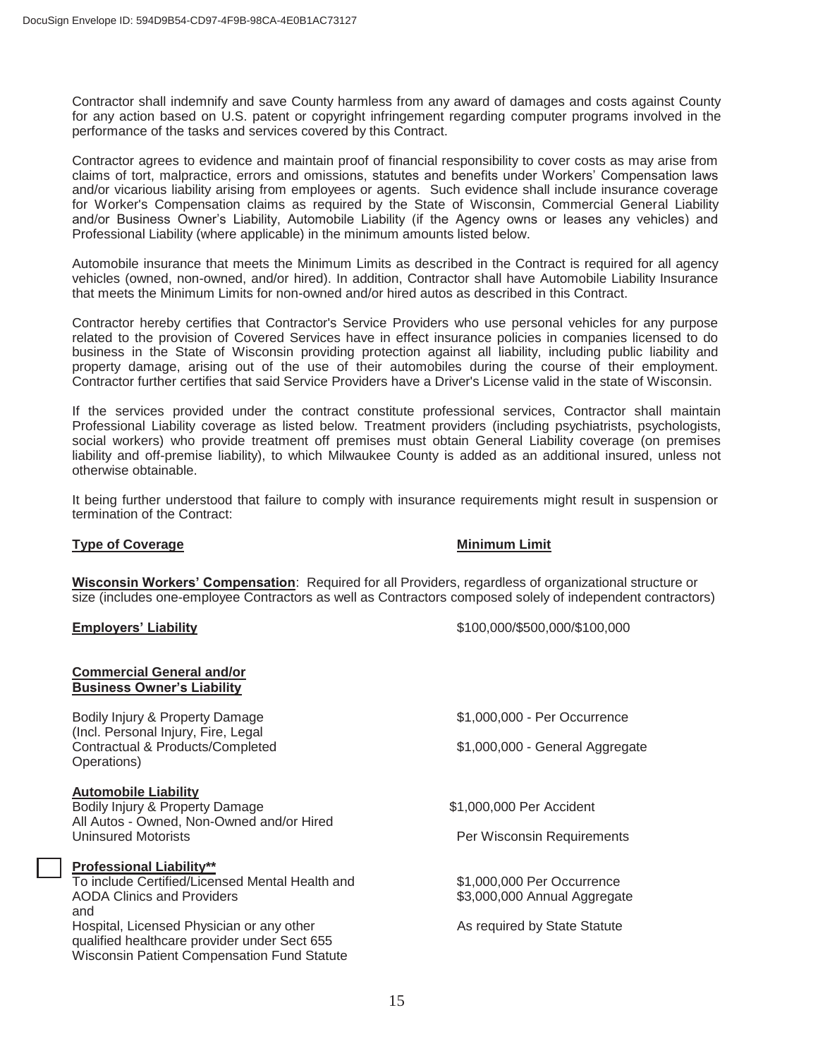Contractor shall indemnify and save County harmless from any award of damages and costs against County for any action based on U.S. patent or copyright infringement regarding computer programs involved in the performance of the tasks and services covered by this Contract.

Contractor agrees to evidence and maintain proof of financial responsibility to cover costs as may arise from claims of tort, malpractice, errors and omissions, statutes and benefits under Workers' Compensation laws and/or vicarious liability arising from employees or agents. Such evidence shall include insurance coverage for Worker's Compensation claims as required by the State of Wisconsin, Commercial General Liability and/or Business Owner's Liability, Automobile Liability (if the Agency owns or leases any vehicles) and Professional Liability (where applicable) in the minimum amounts listed below.

Automobile insurance that meets the Minimum Limits as described in the Contract is required for all agency vehicles (owned, non-owned, and/or hired). In addition, Contractor shall have Automobile Liability Insurance that meets the Minimum Limits for non-owned and/or hired autos as described in this Contract.

Contractor hereby certifies that Contractor's Service Providers who use personal vehicles for any purpose related to the provision of Covered Services have in effect insurance policies in companies licensed to do business in the State of Wisconsin providing protection against all liability, including public liability and property damage, arising out of the use of their automobiles during the course of their employment. Contractor further certifies that said Service Providers have a Driver's License valid in the state of Wisconsin.

If the services provided under the contract constitute professional services, Contractor shall maintain Professional Liability coverage as listed below. Treatment providers (including psychiatrists, psychologists, social workers) who provide treatment off premises must obtain General Liability coverage (on premises liability and off-premise liability), to which Milwaukee County is added as an additional insured, unless not otherwise obtainable.

It being further understood that failure to comply with insurance requirements might result in suspension or termination of the Contract:

| **Type of Coverage** | **Minimum Limit** |
|---|---|
| **Wisconsin Workers' Compensation**: Required for all Providers, regardless of organizational structure or size (includes one-employee Contractors as well as Contractors composed solely of independent contractors) | |
| **Employers' Liability** | $100,000/$500,000/$100,000 |
| **Commercial General and/or Business Owner's Liability** | |
| Bodily Injury & Property Damage (Incl. Personal Injury, Fire, Legal Contractual & Products/Completed Operations) | $1,000,000 - Per Occurrence<br>$1,000,000 - General Aggregate |
| **Automobile Liability** | |
| Bodily Injury & Property Damage<br>All Autos - Owned, Non-Owned and/or Hired | $1,000,000 Per Accident |
| Uninsured Motorists | Per Wisconsin Requirements |
| ☐ **Professional Liability**** | |
| To include Certified/Licensed Mental Health and AODA Clinics and Providers | $1,000,000 Per Occurrence<br>$3,000,000 Annual Aggregate |
| and<br>Hospital, Licensed Physician or any other qualified healthcare provider under Sect 655 Wisconsin Patient Compensation Fund Statute | As required by State Statute |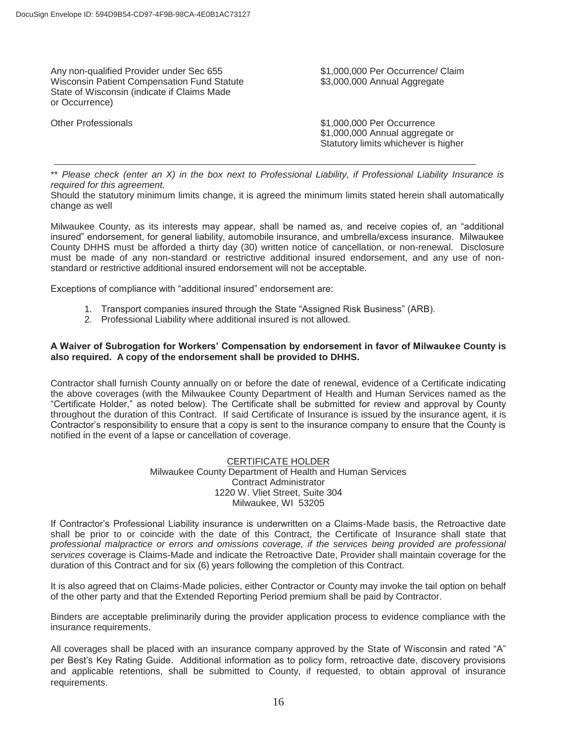| | |
|---|---|
| Any non-qualified Provider under Sec 655 Wisconsin Patient Compensation Fund Statute State of Wisconsin (indicate if Claims Made or Occurrence) | \$1,000,000 Per Occurrence/ Claim<br>\$3,000,000 Annual Aggregate |
| Other Professionals | \$1,000,000 Per Occurrence<br>\$1,000,000 Annual aggregate or Statutory limits whichever is higher |

*** Please check (enter an X) in the box next to Professional Liability, if Professional Liability Insurance is required for this agreement.*

Should the statutory minimum limits change, it is agreed the minimum limits stated herein shall automatically change as well

Milwaukee County, as its interests may appear, shall be named as, and receive copies of, an "additional insured" endorsement, for general liability, automobile insurance, and umbrella/excess insurance. Milwaukee County DHHS must be afforded a thirty day (30) written notice of cancellation, or non-renewal. Disclosure must be made of any non-standard or restrictive additional insured endorsement, and any use of non-standard or restrictive additional insured endorsement will not be acceptable.

Exceptions of compliance with "additional insured" endorsement are:

1. Transport companies insured through the State "Assigned Risk Business" (ARB).
2. Professional Liability where additional insured is not allowed.

**A Waiver of Subrogation for Workers' Compensation by endorsement in favor of Milwaukee County is also required. A copy of the endorsement shall be provided to DHHS.**

Contractor shall furnish County annually on or before the date of renewal, evidence of a Certificate indicating the above coverages (with the Milwaukee County Department of Health and Human Services named as the "Certificate Holder," as noted below). The Certificate shall be submitted for review and approval by County throughout the duration of this Contract. If said Certificate of Insurance is issued by the insurance agent, it is Contractor's responsibility to ensure that a copy is sent to the insurance company to ensure that the County is notified in the event of a lapse or cancellation of coverage.

CERTIFICATE HOLDER
Milwaukee County Department of Health and Human Services
Contract Administrator
1220 W. Vliet Street, Suite 304
Milwaukee, WI 53205

If Contractor's Professional Liability insurance is underwritten on a Claims-Made basis, the Retroactive date shall be prior to or coincide with the date of this Contract, the Certificate of Insurance shall state that *professional malpractice or errors and omissions coverage, if the services being provided are professional services* coverage is Claims-Made and indicate the Retroactive Date, Provider shall maintain coverage for the duration of this Contract and for six (6) years following the completion of this Contract.

It is also agreed that on Claims-Made policies, either Contractor or County may invoke the tail option on behalf of the other party and that the Extended Reporting Period premium shall be paid by Contractor.

Binders are acceptable preliminarily during the provider application process to evidence compliance with the insurance requirements.

All coverages shall be placed with an insurance company approved by the State of Wisconsin and rated "A" per Best's Key Rating Guide. Additional information as to policy form, retroactive date, discovery provisions and applicable retentions, shall be submitted to County, if requested, to obtain approval of insurance requirements.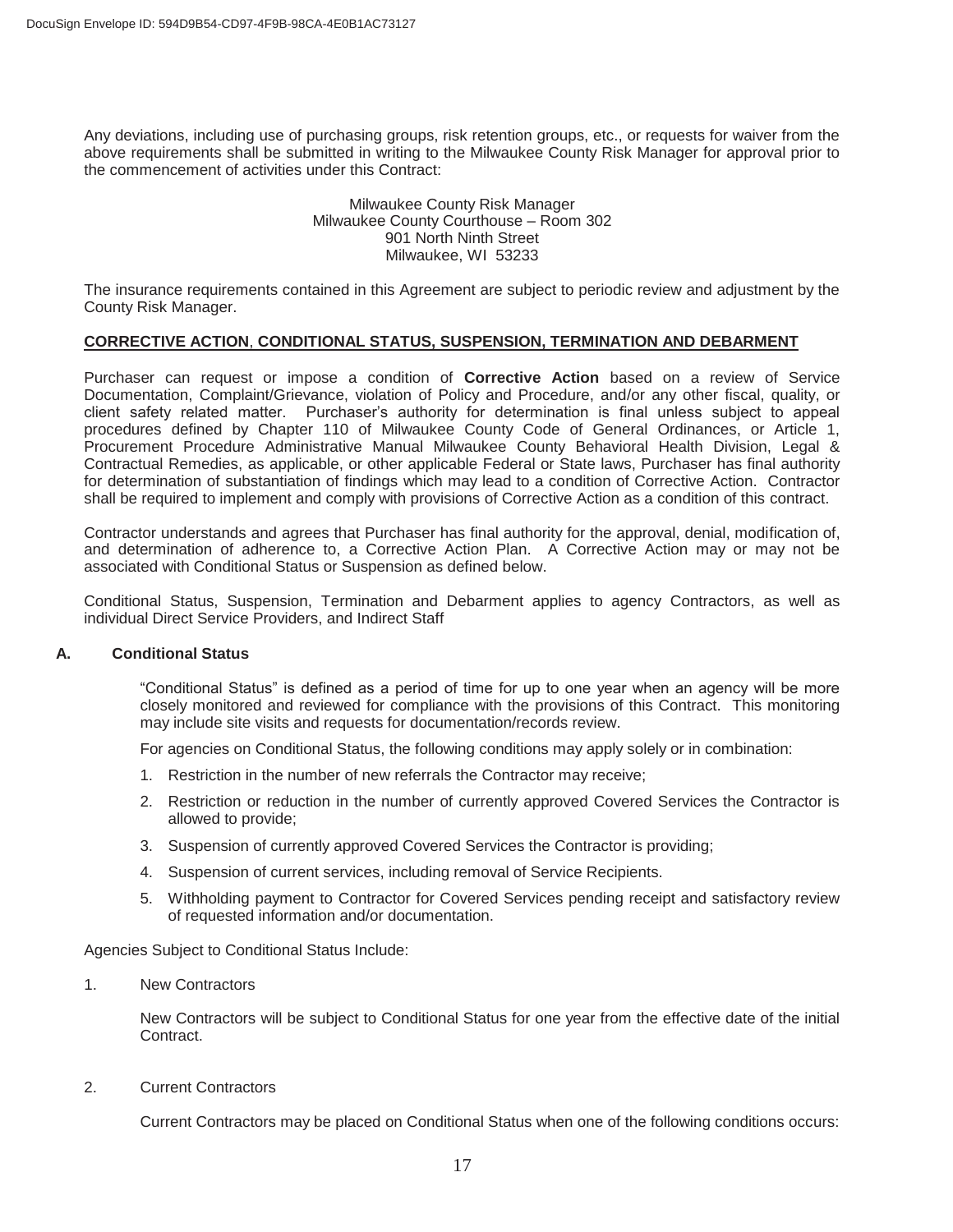Any deviations, including use of purchasing groups, risk retention groups, etc., or requests for waiver from the above requirements shall be submitted in writing to the Milwaukee County Risk Manager for approval prior to the commencement of activities under this Contract:

Milwaukee County Risk Manager
Milwaukee County Courthouse – Room 302
901 North Ninth Street
Milwaukee, WI 53233

The insurance requirements contained in this Agreement are subject to periodic review and adjustment by the County Risk Manager.

## CORRECTIVE ACTION, CONDITIONAL STATUS, SUSPENSION, TERMINATION AND DEBARMENT

Purchaser can request or impose a condition of **Corrective Action** based on a review of Service Documentation, Complaint/Grievance, violation of Policy and Procedure, and/or any other fiscal, quality, or client safety related matter. Purchaser's authority for determination is final unless subject to appeal procedures defined by Chapter 110 of Milwaukee County Code of General Ordinances, or Article 1, Procurement Procedure Administrative Manual Milwaukee County Behavioral Health Division, Legal & Contractual Remedies, as applicable, or other applicable Federal or State laws, Purchaser has final authority for determination of substantiation of findings which may lead to a condition of Corrective Action. Contractor shall be required to implement and comply with provisions of Corrective Action as a condition of this contract.

Contractor understands and agrees that Purchaser has final authority for the approval, denial, modification of, and determination of adherence to, a Corrective Action Plan. A Corrective Action may or may not be associated with Conditional Status or Suspension as defined below.

Conditional Status, Suspension, Termination and Debarment applies to agency Contractors, as well as individual Direct Service Providers, and Indirect Staff

### A. Conditional Status

"Conditional Status" is defined as a period of time for up to one year when an agency will be more closely monitored and reviewed for compliance with the provisions of this Contract. This monitoring may include site visits and requests for documentation/records review.

For agencies on Conditional Status, the following conditions may apply solely or in combination:

1. Restriction in the number of new referrals the Contractor may receive;
2. Restriction or reduction in the number of currently approved Covered Services the Contractor is allowed to provide;
3. Suspension of currently approved Covered Services the Contractor is providing;
4. Suspension of current services, including removal of Service Recipients.
5. Withholding payment to Contractor for Covered Services pending receipt and satisfactory review of requested information and/or documentation.

Agencies Subject to Conditional Status Include:

1. New Contractors

   New Contractors will be subject to Conditional Status for one year from the effective date of the initial Contract.

2. Current Contractors

   Current Contractors may be placed on Conditional Status when one of the following conditions occurs: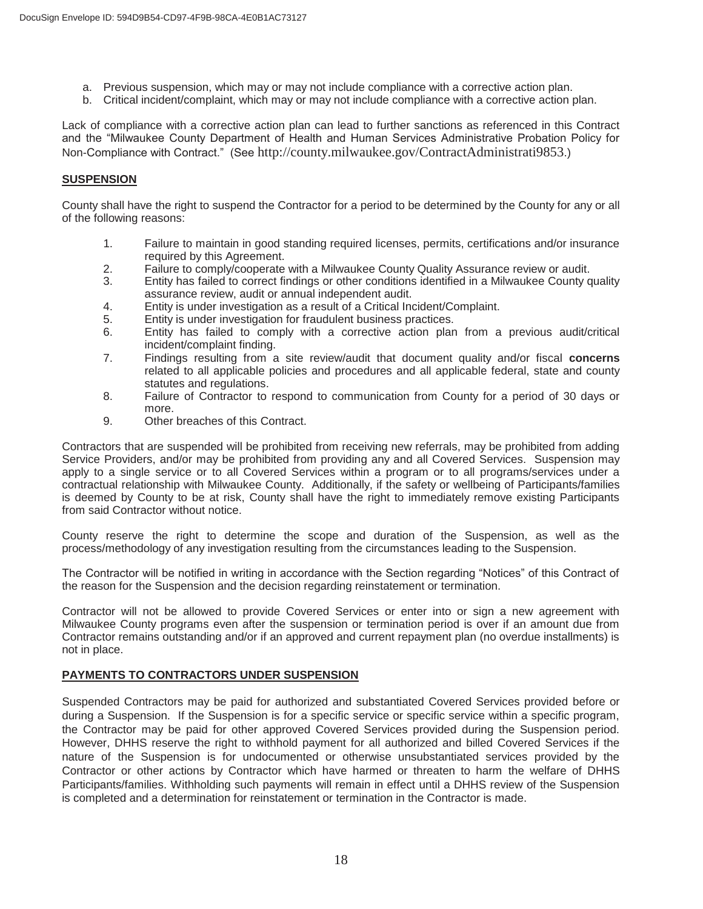a. Previous suspension, which may or may not include compliance with a corrective action plan.
b. Critical incident/complaint, which may or may not include compliance with a corrective action plan.

Lack of compliance with a corrective action plan can lead to further sanctions as referenced in this Contract and the "Milwaukee County Department of Health and Human Services Administrative Probation Policy for Non-Compliance with Contract." (See http://county.milwaukee.gov/ContractAdministrati9853.)

## SUSPENSION

County shall have the right to suspend the Contractor for a period to be determined by the County for any or all of the following reasons:

1. Failure to maintain in good standing required licenses, permits, certifications and/or insurance required by this Agreement.
2. Failure to comply/cooperate with a Milwaukee County Quality Assurance review or audit.
3. Entity has failed to correct findings or other conditions identified in a Milwaukee County quality assurance review, audit or annual independent audit.
4. Entity is under investigation as a result of a Critical Incident/Complaint.
5. Entity is under investigation for fraudulent business practices.
6. Entity has failed to comply with a corrective action plan from a previous audit/critical incident/complaint finding.
7. Findings resulting from a site review/audit that document quality and/or fiscal **concerns** related to all applicable policies and procedures and all applicable federal, state and county statutes and regulations.
8. Failure of Contractor to respond to communication from County for a period of 30 days or more.
9. Other breaches of this Contract.

Contractors that are suspended will be prohibited from receiving new referrals, may be prohibited from adding Service Providers, and/or may be prohibited from providing any and all Covered Services. Suspension may apply to a single service or to all Covered Services within a program or to all programs/services under a contractual relationship with Milwaukee County. Additionally, if the safety or wellbeing of Participants/families is deemed by County to be at risk, County shall have the right to immediately remove existing Participants from said Contractor without notice.

County reserve the right to determine the scope and duration of the Suspension, as well as the process/methodology of any investigation resulting from the circumstances leading to the Suspension.

The Contractor will be notified in writing in accordance with the Section regarding "Notices" of this Contract of the reason for the Suspension and the decision regarding reinstatement or termination.

Contractor will not be allowed to provide Covered Services or enter into or sign a new agreement with Milwaukee County programs even after the suspension or termination period is over if an amount due from Contractor remains outstanding and/or if an approved and current repayment plan (no overdue installments) is not in place.

## PAYMENTS TO CONTRACTORS UNDER SUSPENSION

Suspended Contractors may be paid for authorized and substantiated Covered Services provided before or during a Suspension. If the Suspension is for a specific service or specific service within a specific program, the Contractor may be paid for other approved Covered Services provided during the Suspension period. However, DHHS reserve the right to withhold payment for all authorized and billed Covered Services if the nature of the Suspension is for undocumented or otherwise unsubstantiated services provided by the Contractor or other actions by Contractor which have harmed or threaten to harm the welfare of DHHS Participants/families. Withholding such payments will remain in effect until a DHHS review of the Suspension is completed and a determination for reinstatement or termination in the Contractor is made.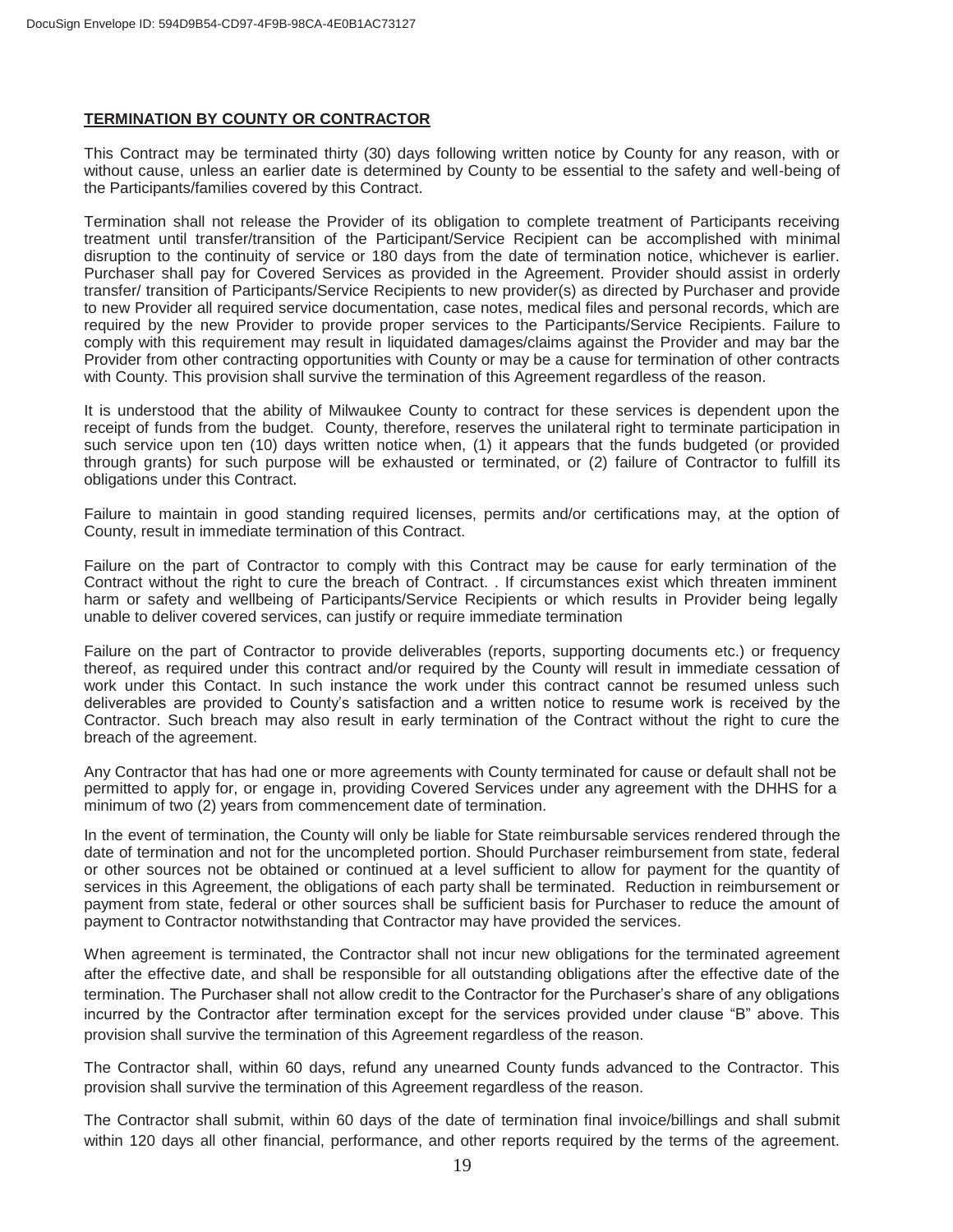**TERMINATION BY COUNTY OR CONTRACTOR**

This Contract may be terminated thirty (30) days following written notice by County for any reason, with or without cause, unless an earlier date is determined by County to be essential to the safety and well-being of the Participants/families covered by this Contract.

Termination shall not release the Provider of its obligation to complete treatment of Participants receiving treatment until transfer/transition of the Participant/Service Recipient can be accomplished with minimal disruption to the continuity of service or 180 days from the date of termination notice, whichever is earlier. Purchaser shall pay for Covered Services as provided in the Agreement. Provider should assist in orderly transfer/ transition of Participants/Service Recipients to new provider(s) as directed by Purchaser and provide to new Provider all required service documentation, case notes, medical files and personal records, which are required by the new Provider to provide proper services to the Participants/Service Recipients. Failure to comply with this requirement may result in liquidated damages/claims against the Provider and may bar the Provider from other contracting opportunities with County or may be a cause for termination of other contracts with County. This provision shall survive the termination of this Agreement regardless of the reason.

It is understood that the ability of Milwaukee County to contract for these services is dependent upon the receipt of funds from the budget. County, therefore, reserves the unilateral right to terminate participation in such service upon ten (10) days written notice when, (1) it appears that the funds budgeted (or provided through grants) for such purpose will be exhausted or terminated, or (2) failure of Contractor to fulfill its obligations under this Contract.

Failure to maintain in good standing required licenses, permits and/or certifications may, at the option of County, result in immediate termination of this Contract.

Failure on the part of Contractor to comply with this Contract may be cause for early termination of the Contract without the right to cure the breach of Contract. . If circumstances exist which threaten imminent harm or safety and wellbeing of Participants/Service Recipients or which results in Provider being legally unable to deliver covered services, can justify or require immediate termination

Failure on the part of Contractor to provide deliverables (reports, supporting documents etc.) or frequency thereof, as required under this contract and/or required by the County will result in immediate cessation of work under this Contact. In such instance the work under this contract cannot be resumed unless such deliverables are provided to County's satisfaction and a written notice to resume work is received by the Contractor. Such breach may also result in early termination of the Contract without the right to cure the breach of the agreement.

Any Contractor that has had one or more agreements with County terminated for cause or default shall not be permitted to apply for, or engage in, providing Covered Services under any agreement with the DHHS for a minimum of two (2) years from commencement date of termination.

In the event of termination, the County will only be liable for State reimbursable services rendered through the date of termination and not for the uncompleted portion. Should Purchaser reimbursement from state, federal or other sources not be obtained or continued at a level sufficient to allow for payment for the quantity of services in this Agreement, the obligations of each party shall be terminated. Reduction in reimbursement or payment from state, federal or other sources shall be sufficient basis for Purchaser to reduce the amount of payment to Contractor notwithstanding that Contractor may have provided the services.

When agreement is terminated, the Contractor shall not incur new obligations for the terminated agreement after the effective date, and shall be responsible for all outstanding obligations after the effective date of the termination. The Purchaser shall not allow credit to the Contractor for the Purchaser's share of any obligations incurred by the Contractor after termination except for the services provided under clause "B" above. This provision shall survive the termination of this Agreement regardless of the reason.

The Contractor shall, within 60 days, refund any unearned County funds advanced to the Contractor. This provision shall survive the termination of this Agreement regardless of the reason.

The Contractor shall submit, within 60 days of the date of termination final invoice/billings and shall submit within 120 days all other financial, performance, and other reports required by the terms of the agreement.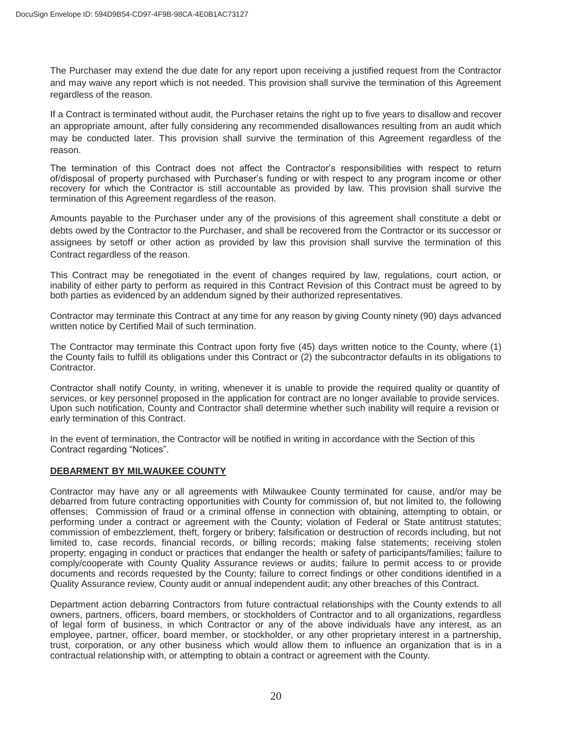The Purchaser may extend the due date for any report upon receiving a justified request from the Contractor and may waive any report which is not needed. This provision shall survive the termination of this Agreement regardless of the reason.

If a Contract is terminated without audit, the Purchaser retains the right up to five years to disallow and recover an appropriate amount, after fully considering any recommended disallowances resulting from an audit which may be conducted later. This provision shall survive the termination of this Agreement regardless of the reason.

The termination of this Contract does not affect the Contractor's responsibilities with respect to return of/disposal of property purchased with Purchaser's funding or with respect to any program income or other recovery for which the Contractor is still accountable as provided by law. This provision shall survive the termination of this Agreement regardless of the reason.

Amounts payable to the Purchaser under any of the provisions of this agreement shall constitute a debt or debts owed by the Contractor to the Purchaser, and shall be recovered from the Contractor or its successor or assignees by setoff or other action as provided by law this provision shall survive the termination of this Contract regardless of the reason.

This Contract may be renegotiated in the event of changes required by law, regulations, court action, or inability of either party to perform as required in this Contract Revision of this Contract must be agreed to by both parties as evidenced by an addendum signed by their authorized representatives.

Contractor may terminate this Contract at any time for any reason by giving County ninety (90) days advanced written notice by Certified Mail of such termination.

The Contractor may terminate this Contract upon forty five (45) days written notice to the County, where (1) the County fails to fulfill its obligations under this Contract or (2) the subcontractor defaults in its obligations to Contractor.

Contractor shall notify County, in writing, whenever it is unable to provide the required quality or quantity of services, or key personnel proposed in the application for contract are no longer available to provide services. Upon such notification, County and Contractor shall determine whether such inability will require a revision or early termination of this Contract.

In the event of termination, the Contractor will be notified in writing in accordance with the Section of this Contract regarding "Notices".

## DEBARMENT BY MILWAUKEE COUNTY

Contractor may have any or all agreements with Milwaukee County terminated for cause, and/or may be debarred from future contracting opportunities with County for commission of, but not limited to, the following offenses: Commission of fraud or a criminal offense in connection with obtaining, attempting to obtain, or performing under a contract or agreement with the County; violation of Federal or State antitrust statutes; commission of embezzlement, theft, forgery or bribery; falsification or destruction of records including, but not limited to, case records, financial records, or billing records; making false statements; receiving stolen property; engaging in conduct or practices that endanger the health or safety of participants/families; failure to comply/cooperate with County Quality Assurance reviews or audits; failure to permit access to or provide documents and records requested by the County; failure to correct findings or other conditions identified in a Quality Assurance review, County audit or annual independent audit; any other breaches of this Contract.

Department action debarring Contractors from future contractual relationships with the County extends to all owners, partners, officers, board members, or stockholders of Contractor and to all organizations, regardless of legal form of business, in which Contractor or any of the above individuals have any interest, as an employee, partner, officer, board member, or stockholder, or any other proprietary interest in a partnership, trust, corporation, or any other business which would allow them to influence an organization that is in a contractual relationship with, or attempting to obtain a contract or agreement with the County.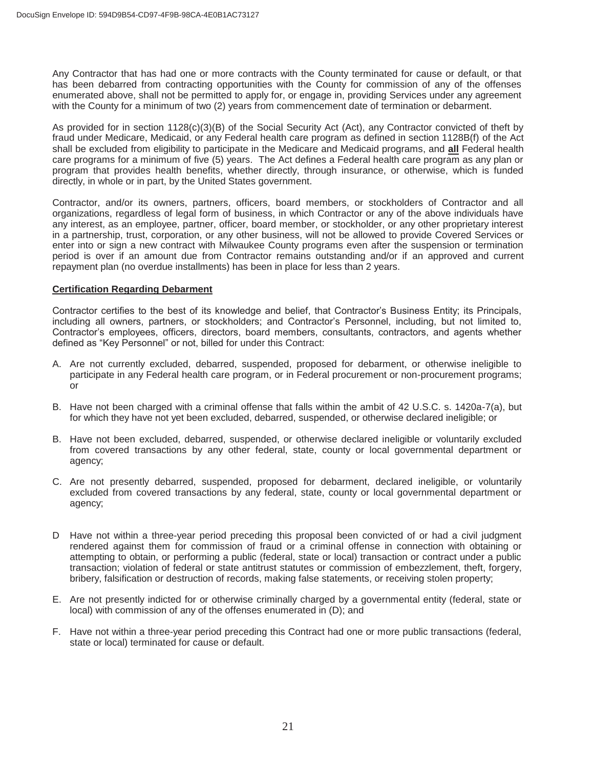Any Contractor that has had one or more contracts with the County terminated for cause or default, or that has been debarred from contracting opportunities with the County for commission of any of the offenses enumerated above, shall not be permitted to apply for, or engage in, providing Services under any agreement with the County for a minimum of two (2) years from commencement date of termination or debarment.

As provided for in section 1128(c)(3)(B) of the Social Security Act (Act), any Contractor convicted of theft by fraud under Medicare, Medicaid, or any Federal health care program as defined in section 1128B(f) of the Act shall be excluded from eligibility to participate in the Medicare and Medicaid programs, and **all** Federal health care programs for a minimum of five (5) years. The Act defines a Federal health care program as any plan or program that provides health benefits, whether directly, through insurance, or otherwise, which is funded directly, in whole or in part, by the United States government.

Contractor, and/or its owners, partners, officers, board members, or stockholders of Contractor and all organizations, regardless of legal form of business, in which Contractor or any of the above individuals have any interest, as an employee, partner, officer, board member, or stockholder, or any other proprietary interest in a partnership, trust, corporation, or any other business, will not be allowed to provide Covered Services or enter into or sign a new contract with Milwaukee County programs even after the suspension or termination period is over if an amount due from Contractor remains outstanding and/or if an approved and current repayment plan (no overdue installments) has been in place for less than 2 years.

**Certification Regarding Debarment**

Contractor certifies to the best of its knowledge and belief, that Contractor's Business Entity; its Principals, including all owners, partners, or stockholders; and Contractor's Personnel, including, but not limited to, Contractor's employees, officers, directors, board members, consultants, contractors, and agents whether defined as "Key Personnel" or not, billed for under this Contract:

A. Are not currently excluded, debarred, suspended, proposed for debarment, or otherwise ineligible to participate in any Federal health care program, or in Federal procurement or non-procurement programs; or

B. Have not been charged with a criminal offense that falls within the ambit of 42 U.S.C. s. 1420a-7(a), but for which they have not yet been excluded, debarred, suspended, or otherwise declared ineligible; or

B. Have not been excluded, debarred, suspended, or otherwise declared ineligible or voluntarily excluded from covered transactions by any other federal, state, county or local governmental department or agency;

C. Are not presently debarred, suspended, proposed for debarment, declared ineligible, or voluntarily excluded from covered transactions by any federal, state, county or local governmental department or agency;

D Have not within a three-year period preceding this proposal been convicted of or had a civil judgment rendered against them for commission of fraud or a criminal offense in connection with obtaining or attempting to obtain, or performing a public (federal, state or local) transaction or contract under a public transaction; violation of federal or state antitrust statutes or commission of embezzlement, theft, forgery, bribery, falsification or destruction of records, making false statements, or receiving stolen property;

E. Are not presently indicted for or otherwise criminally charged by a governmental entity (federal, state or local) with commission of any of the offenses enumerated in (D); and

F. Have not within a three-year period preceding this Contract had one or more public transactions (federal, state or local) terminated for cause or default.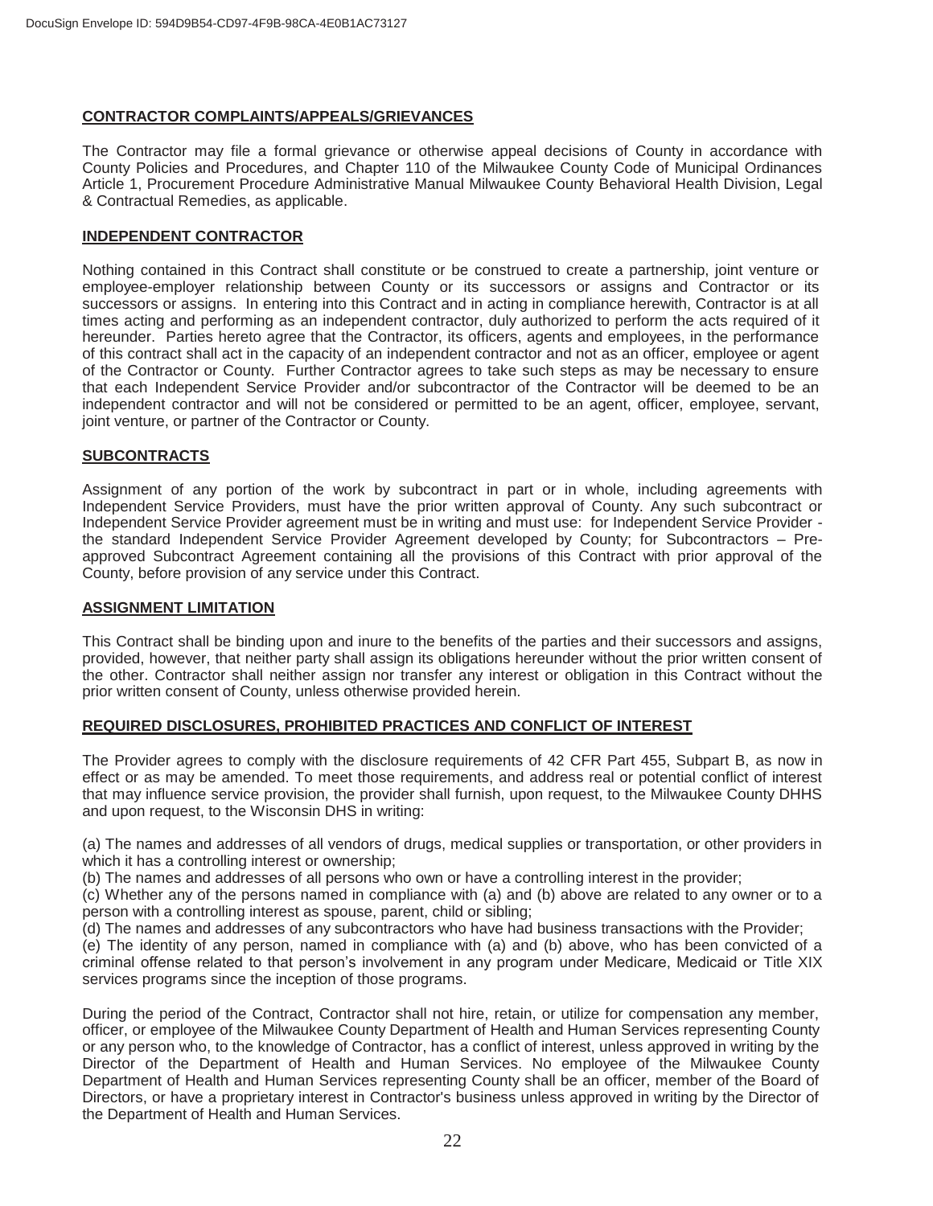## CONTRACTOR COMPLAINTS/APPEALS/GRIEVANCES

The Contractor may file a formal grievance or otherwise appeal decisions of County in accordance with County Policies and Procedures, and Chapter 110 of the Milwaukee County Code of Municipal Ordinances Article 1, Procurement Procedure Administrative Manual Milwaukee County Behavioral Health Division, Legal & Contractual Remedies, as applicable.

## INDEPENDENT CONTRACTOR

Nothing contained in this Contract shall constitute or be construed to create a partnership, joint venture or employee-employer relationship between County or its successors or assigns and Contractor or its successors or assigns. In entering into this Contract and in acting in compliance herewith, Contractor is at all times acting and performing as an independent contractor, duly authorized to perform the acts required of it hereunder. Parties hereto agree that the Contractor, its officers, agents and employees, in the performance of this contract shall act in the capacity of an independent contractor and not as an officer, employee or agent of the Contractor or County. Further Contractor agrees to take such steps as may be necessary to ensure that each Independent Service Provider and/or subcontractor of the Contractor will be deemed to be an independent contractor and will not be considered or permitted to be an agent, officer, employee, servant, joint venture, or partner of the Contractor or County.

## SUBCONTRACTS

Assignment of any portion of the work by subcontract in part or in whole, including agreements with Independent Service Providers, must have the prior written approval of County. Any such subcontract or Independent Service Provider agreement must be in writing and must use: for Independent Service Provider - the standard Independent Service Provider Agreement developed by County; for Subcontractors – Pre-approved Subcontract Agreement containing all the provisions of this Contract with prior approval of the County, before provision of any service under this Contract.

## ASSIGNMENT LIMITATION

This Contract shall be binding upon and inure to the benefits of the parties and their successors and assigns, provided, however, that neither party shall assign its obligations hereunder without the prior written consent of the other. Contractor shall neither assign nor transfer any interest or obligation in this Contract without the prior written consent of County, unless otherwise provided herein.

## REQUIRED DISCLOSURES, PROHIBITED PRACTICES AND CONFLICT OF INTEREST

The Provider agrees to comply with the disclosure requirements of 42 CFR Part 455, Subpart B, as now in effect or as may be amended. To meet those requirements, and address real or potential conflict of interest that may influence service provision, the provider shall furnish, upon request, to the Milwaukee County DHHS and upon request, to the Wisconsin DHS in writing:

(a) The names and addresses of all vendors of drugs, medical supplies or transportation, or other providers in which it has a controlling interest or ownership;
(b) The names and addresses of all persons who own or have a controlling interest in the provider;
(c) Whether any of the persons named in compliance with (a) and (b) above are related to any owner or to a person with a controlling interest as spouse, parent, child or sibling;
(d) The names and addresses of any subcontractors who have had business transactions with the Provider;
(e) The identity of any person, named in compliance with (a) and (b) above, who has been convicted of a criminal offense related to that person's involvement in any program under Medicare, Medicaid or Title XIX services programs since the inception of those programs.

During the period of the Contract, Contractor shall not hire, retain, or utilize for compensation any member, officer, or employee of the Milwaukee County Department of Health and Human Services representing County or any person who, to the knowledge of Contractor, has a conflict of interest, unless approved in writing by the Director of the Department of Health and Human Services. No employee of the Milwaukee County Department of Health and Human Services representing County shall be an officer, member of the Board of Directors, or have a proprietary interest in Contractor's business unless approved in writing by the Director of the Department of Health and Human Services.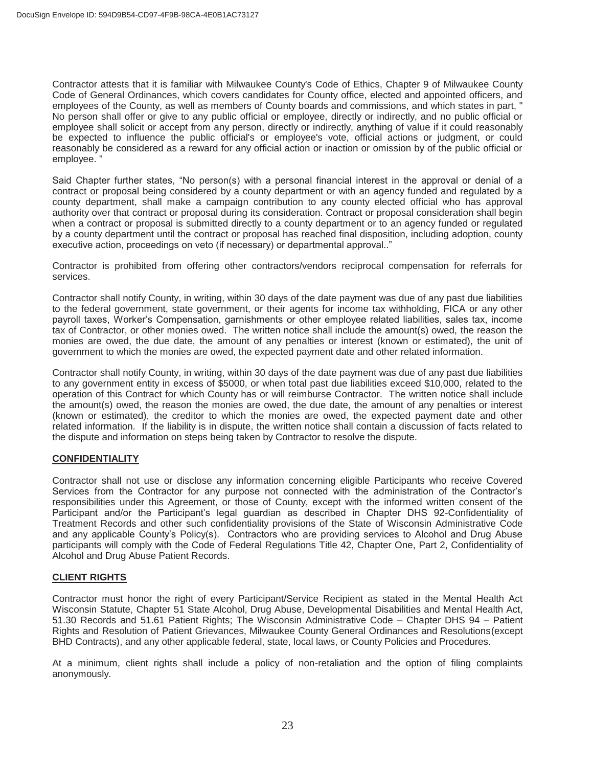Contractor attests that it is familiar with Milwaukee County's Code of Ethics, Chapter 9 of Milwaukee County Code of General Ordinances, which covers candidates for County office, elected and appointed officers, and employees of the County, as well as members of County boards and commissions, and which states in part, " No person shall offer or give to any public official or employee, directly or indirectly, and no public official or employee shall solicit or accept from any person, directly or indirectly, anything of value if it could reasonably be expected to influence the public official's or employee's vote, official actions or judgment, or could reasonably be considered as a reward for any official action or inaction or omission by of the public official or employee. "

Said Chapter further states, "No person(s) with a personal financial interest in the approval or denial of a contract or proposal being considered by a county department or with an agency funded and regulated by a county department, shall make a campaign contribution to any county elected official who has approval authority over that contract or proposal during its consideration. Contract or proposal consideration shall begin when a contract or proposal is submitted directly to a county department or to an agency funded or regulated by a county department until the contract or proposal has reached final disposition, including adoption, county executive action, proceedings on veto (if necessary) or departmental approval.."

Contractor is prohibited from offering other contractors/vendors reciprocal compensation for referrals for services.

Contractor shall notify County, in writing, within 30 days of the date payment was due of any past due liabilities to the federal government, state government, or their agents for income tax withholding, FICA or any other payroll taxes, Worker's Compensation, garnishments or other employee related liabilities, sales tax, income tax of Contractor, or other monies owed. The written notice shall include the amount(s) owed, the reason the monies are owed, the due date, the amount of any penalties or interest (known or estimated), the unit of government to which the monies are owed, the expected payment date and other related information.

Contractor shall notify County, in writing, within 30 days of the date payment was due of any past due liabilities to any government entity in excess of $5000, or when total past due liabilities exceed $10,000, related to the operation of this Contract for which County has or will reimburse Contractor. The written notice shall include the amount(s) owed, the reason the monies are owed, the due date, the amount of any penalties or interest (known or estimated), the creditor to which the monies are owed, the expected payment date and other related information. If the liability is in dispute, the written notice shall contain a discussion of facts related to the dispute and information on steps being taken by Contractor to resolve the dispute.

## CONFIDENTIALITY

Contractor shall not use or disclose any information concerning eligible Participants who receive Covered Services from the Contractor for any purpose not connected with the administration of the Contractor's responsibilities under this Agreement, or those of County, except with the informed written consent of the Participant and/or the Participant's legal guardian as described in Chapter DHS 92-Confidentiality of Treatment Records and other such confidentiality provisions of the State of Wisconsin Administrative Code and any applicable County's Policy(s). Contractors who are providing services to Alcohol and Drug Abuse participants will comply with the Code of Federal Regulations Title 42, Chapter One, Part 2, Confidentiality of Alcohol and Drug Abuse Patient Records.

## CLIENT RIGHTS

Contractor must honor the right of every Participant/Service Recipient as stated in the Mental Health Act Wisconsin Statute, Chapter 51 State Alcohol, Drug Abuse, Developmental Disabilities and Mental Health Act, 51.30 Records and 51.61 Patient Rights; The Wisconsin Administrative Code – Chapter DHS 94 – Patient Rights and Resolution of Patient Grievances, Milwaukee County General Ordinances and Resolutions(except BHD Contracts), and any other applicable federal, state, local laws, or County Policies and Procedures.

At a minimum, client rights shall include a policy of non-retaliation and the option of filing complaints anonymously.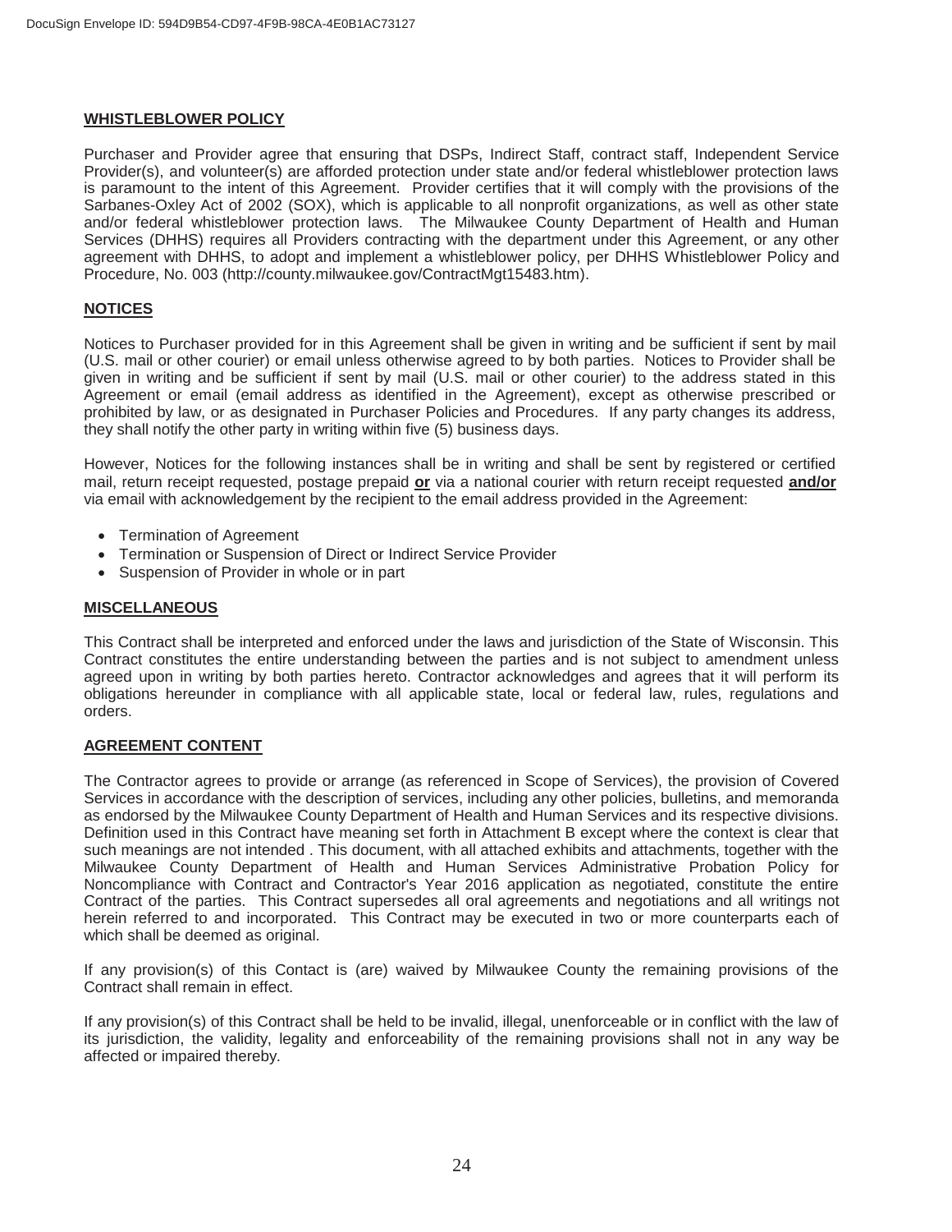## WHISTLEBLOWER POLICY

Purchaser and Provider agree that ensuring that DSPs, Indirect Staff, contract staff, Independent Service Provider(s), and volunteer(s) are afforded protection under state and/or federal whistleblower protection laws is paramount to the intent of this Agreement. Provider certifies that it will comply with the provisions of the Sarbanes-Oxley Act of 2002 (SOX), which is applicable to all nonprofit organizations, as well as other state and/or federal whistleblower protection laws. The Milwaukee County Department of Health and Human Services (DHHS) requires all Providers contracting with the department under this Agreement, or any other agreement with DHHS, to adopt and implement a whistleblower policy, per DHHS Whistleblower Policy and Procedure, No. 003 (http://county.milwaukee.gov/ContractMgt15483.htm).

## NOTICES

Notices to Purchaser provided for in this Agreement shall be given in writing and be sufficient if sent by mail (U.S. mail or other courier) or email unless otherwise agreed to by both parties. Notices to Provider shall be given in writing and be sufficient if sent by mail (U.S. mail or other courier) to the address stated in this Agreement or email (email address as identified in the Agreement), except as otherwise prescribed or prohibited by law, or as designated in Purchaser Policies and Procedures. If any party changes its address, they shall notify the other party in writing within five (5) business days.

However, Notices for the following instances shall be in writing and shall be sent by registered or certified mail, return receipt requested, postage prepaid **or** via a national courier with return receipt requested **and/or** via email with acknowledgement by the recipient to the email address provided in the Agreement:

- Termination of Agreement
- Termination or Suspension of Direct or Indirect Service Provider
- Suspension of Provider in whole or in part

## MISCELLANEOUS

This Contract shall be interpreted and enforced under the laws and jurisdiction of the State of Wisconsin. This Contract constitutes the entire understanding between the parties and is not subject to amendment unless agreed upon in writing by both parties hereto. Contractor acknowledges and agrees that it will perform its obligations hereunder in compliance with all applicable state, local or federal law, rules, regulations and orders.

## AGREEMENT CONTENT

The Contractor agrees to provide or arrange (as referenced in Scope of Services), the provision of Covered Services in accordance with the description of services, including any other policies, bulletins, and memoranda as endorsed by the Milwaukee County Department of Health and Human Services and its respective divisions. Definition used in this Contract have meaning set forth in Attachment B except where the context is clear that such meanings are not intended . This document, with all attached exhibits and attachments, together with the Milwaukee County Department of Health and Human Services Administrative Probation Policy for Noncompliance with Contract and Contractor's Year 2016 application as negotiated, constitute the entire Contract of the parties. This Contract supersedes all oral agreements and negotiations and all writings not herein referred to and incorporated. This Contract may be executed in two or more counterparts each of which shall be deemed as original.

If any provision(s) of this Contact is (are) waived by Milwaukee County the remaining provisions of the Contract shall remain in effect.

If any provision(s) of this Contract shall be held to be invalid, illegal, unenforceable or in conflict with the law of its jurisdiction, the validity, legality and enforceability of the remaining provisions shall not in any way be affected or impaired thereby.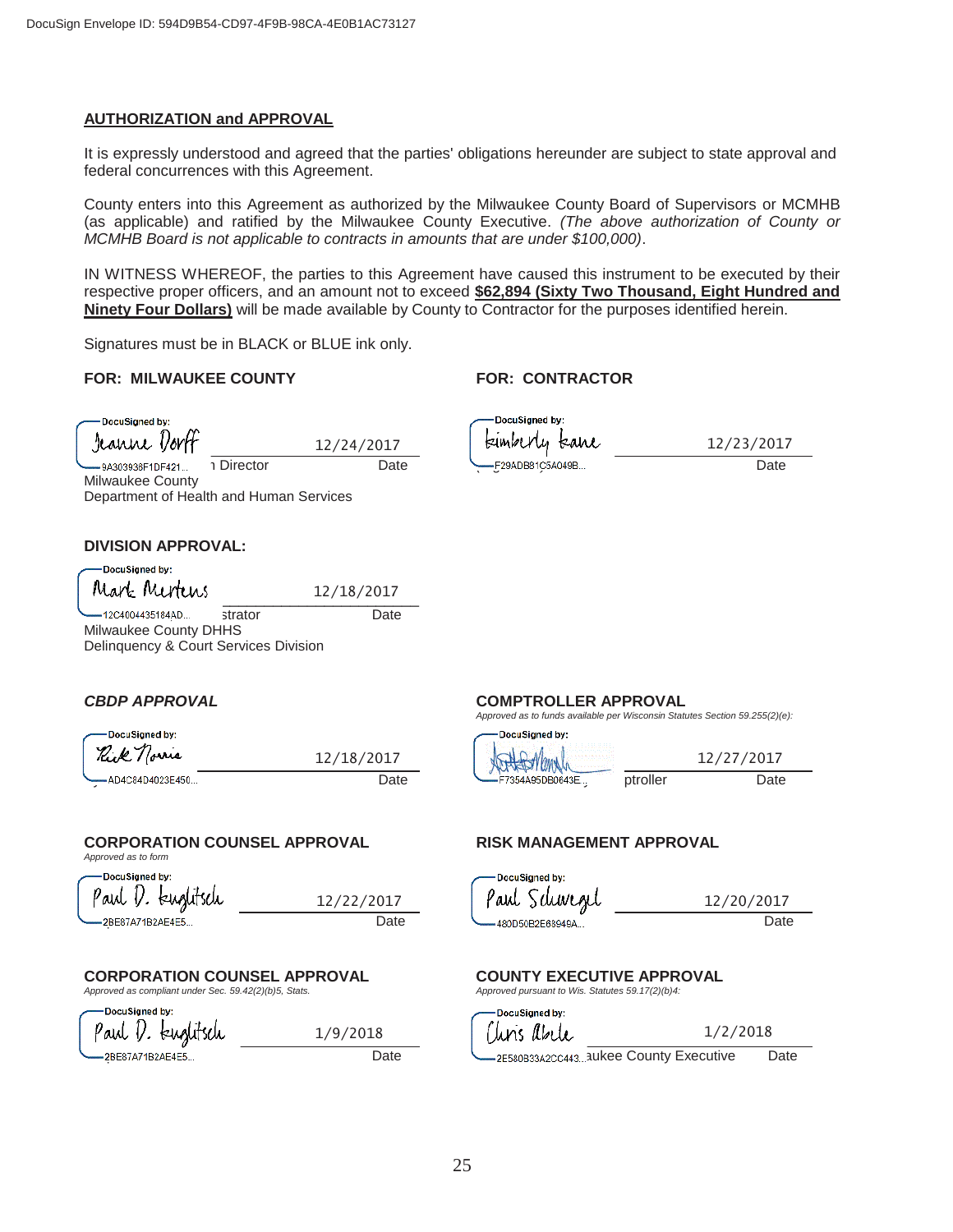DocuSign Envelope ID: 594D9B54-CD97-4F9B-98CA-4E0B1AC73127

**AUTHORIZATION and APPROVAL**

It is expressly understood and agreed that the parties' obligations hereunder are subject to state approval and federal concurrences with this Agreement.

County enters into this Agreement as authorized by the Milwaukee County Board of Supervisors or MCMHB (as applicable) and ratified by the Milwaukee County Executive. *(The above authorization of County or MCMHB Board is not applicable to contracts in amounts that are under $100,000)*.

IN WITNESS WHEREOF, the parties to this Agreement have caused this instrument to be executed by their respective proper officers, and an amount not to exceed **$62,894 (Sixty Two Thousand, Eight Hundred and Ninety Four Dollars)** will be made available by County to Contractor for the purposes identified herein.

Signatures must be in BLACK or BLUE ink only.

**FOR: MILWAUKEE COUNTY**

DocuSigned by: Jeanne Dorff — 12/24/2017
9A303938F1DF421... Director — Date
Milwaukee County
Department of Health and Human Services

**FOR: CONTRACTOR**

DocuSigned by: Kimberly Kane — 12/23/2017
F29ADB81C5A049B... — Date

**DIVISION APPROVAL:**

DocuSigned by: Mark Mertens — 12/18/2017
12C4004435184AD... strator — Date
Milwaukee County DHHS
Delinquency & Court Services Division

***CBDP APPROVAL***

DocuSigned by: Rick Norris — 12/18/2017
AD4C84D4023E450... — Date

**COMPTROLLER APPROVAL**
*Approved as to funds available per Wisconsin Statutes Section 59.255(2)(e):*

DocuSigned by: [signature] — 12/27/2017
F7354A95DB0643E... ptroller — Date

**CORPORATION COUNSEL APPROVAL**
*Approved as to form*

DocuSigned by: Paul D. Kuglitsch — 12/22/2017
2BE87A71B2AE4E5... — Date

**RISK MANAGEMENT APPROVAL**

DocuSigned by: Paul Schwegel — 12/20/2017
480D50B2E68949A... — Date

**CORPORATION COUNSEL APPROVAL**
*Approved as compliant under Sec. 59.42(2)(b)5, Stats.*

DocuSigned by: Paul D. Kuglitsch — 1/9/2018
2BE87A71B2AE4E5... — Date

**COUNTY EXECUTIVE APPROVAL**
*Approved pursuant to Wis. Statutes 59.17(2)(b)4:*

DocuSigned by: Chris Abele — 1/2/2018
2E580B33A2CC443... aukee County Executive — Date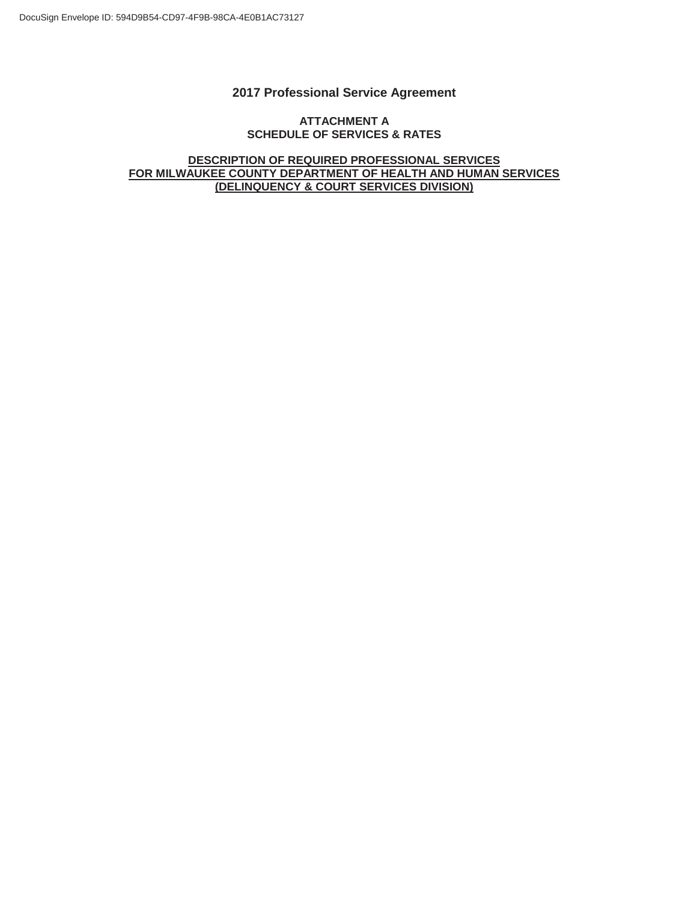# 2017 Professional Service Agreement

## ATTACHMENT A
## SCHEDULE OF SERVICES & RATES

**DESCRIPTION OF REQUIRED PROFESSIONAL SERVICES**
**FOR MILWAUKEE COUNTY DEPARTMENT OF HEALTH AND HUMAN SERVICES**
**(DELINQUENCY & COURT SERVICES DIVISION)**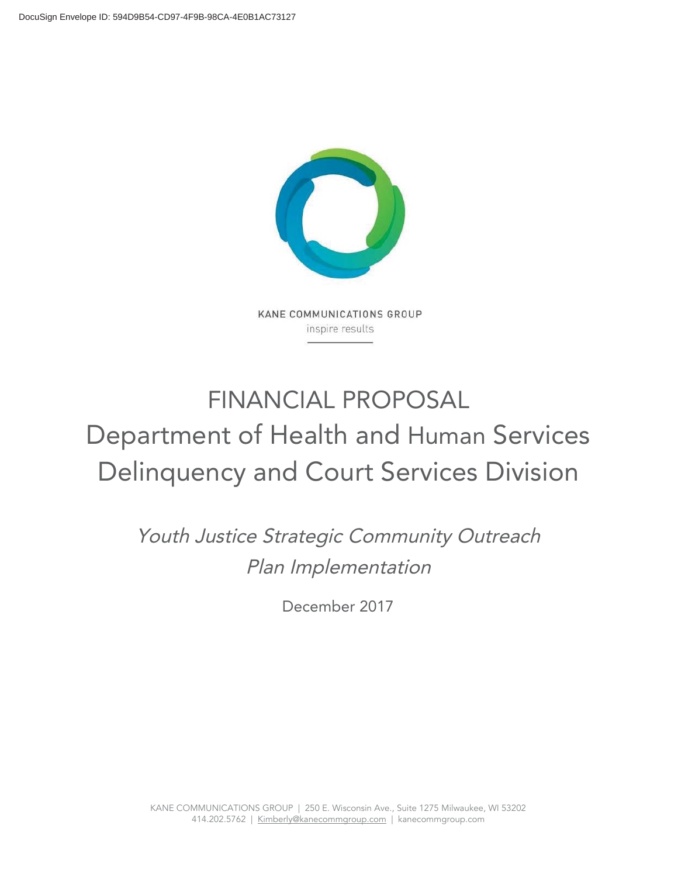DocuSign Envelope ID: 594D9B54-CD97-4F9B-98CA-4E0B1AC73127

KANE COMMUNICATIONS GROUP

inspire results

# FINANCIAL PROPOSAL
# Department of Health and Human Services
# Delinquency and Court Services Division

*Youth Justice Strategic Community Outreach Plan Implementation*

December 2017

KANE COMMUNICATIONS GROUP | 250 E. Wisconsin Ave., Suite 1275 Milwaukee, WI 53202
414.202.5762 | Kimberly@kanecommgroup.com | kanecommgroup.com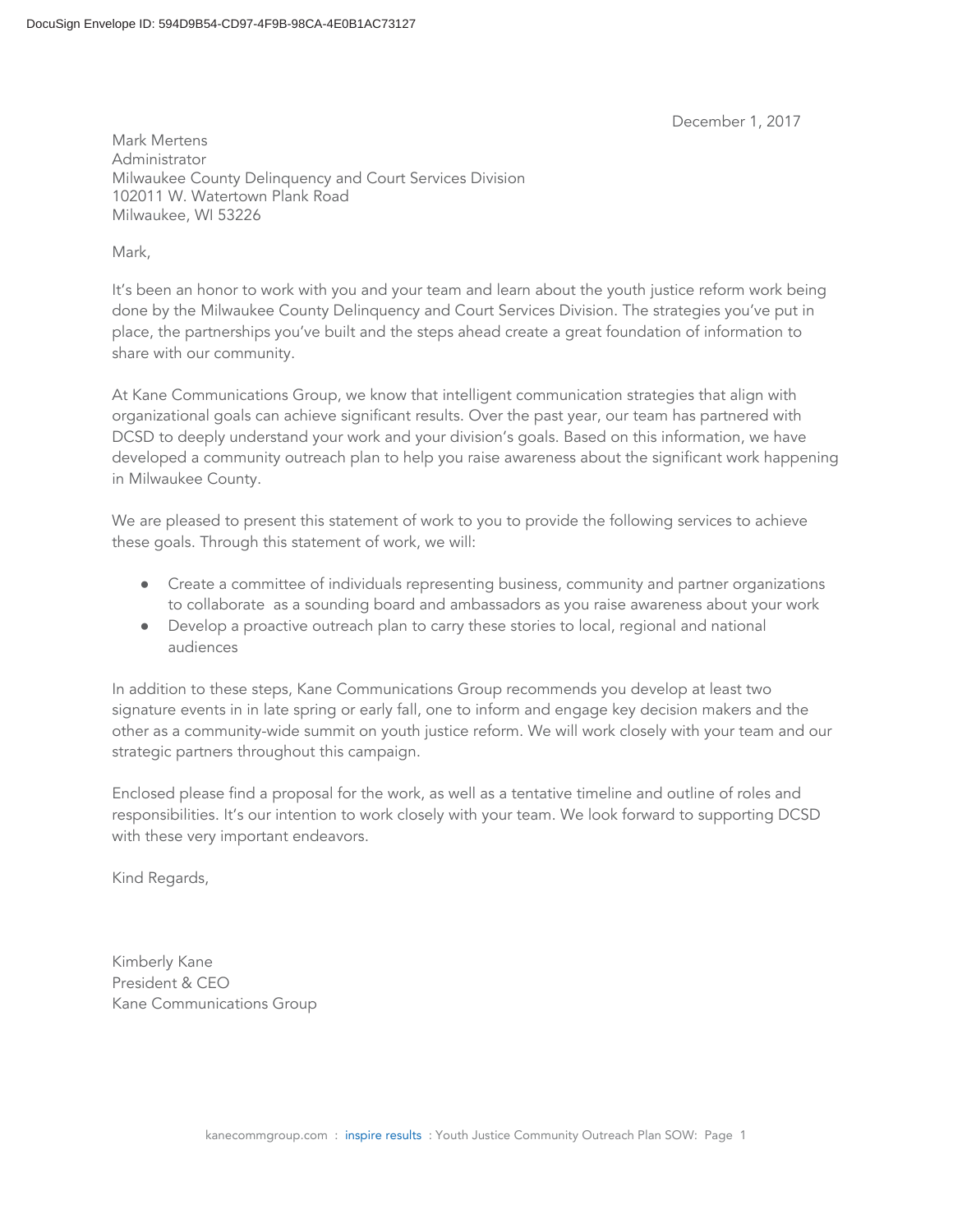DocuSign Envelope ID: 594D9B54-CD97-4F9B-98CA-4E0B1AC73127

December 1, 2017

Mark Mertens
Administrator
Milwaukee County Delinquency and Court Services Division
102011 W. Watertown Plank Road
Milwaukee, WI 53226

Mark,

It's been an honor to work with you and your team and learn about the youth justice reform work being done by the Milwaukee County Delinquency and Court Services Division. The strategies you've put in place, the partnerships you've built and the steps ahead create a great foundation of information to share with our community.

At Kane Communications Group, we know that intelligent communication strategies that align with organizational goals can achieve significant results. Over the past year, our team has partnered with DCSD to deeply understand your work and your division's goals. Based on this information, we have developed a community outreach plan to help you raise awareness about the significant work happening in Milwaukee County.

We are pleased to present this statement of work to you to provide the following services to achieve these goals. Through this statement of work, we will:

- Create a committee of individuals representing business, community and partner organizations to collaborate as a sounding board and ambassadors as you raise awareness about your work
- Develop a proactive outreach plan to carry these stories to local, regional and national audiences

In addition to these steps, Kane Communications Group recommends you develop at least two signature events in in late spring or early fall, one to inform and engage key decision makers and the other as a community-wide summit on youth justice reform. We will work closely with your team and our strategic partners throughout this campaign.

Enclosed please find a proposal for the work, as well as a tentative timeline and outline of roles and responsibilities. It's our intention to work closely with your team. We look forward to supporting DCSD with these very important endeavors.

Kind Regards,

Kimberly Kane
President & CEO
Kane Communications Group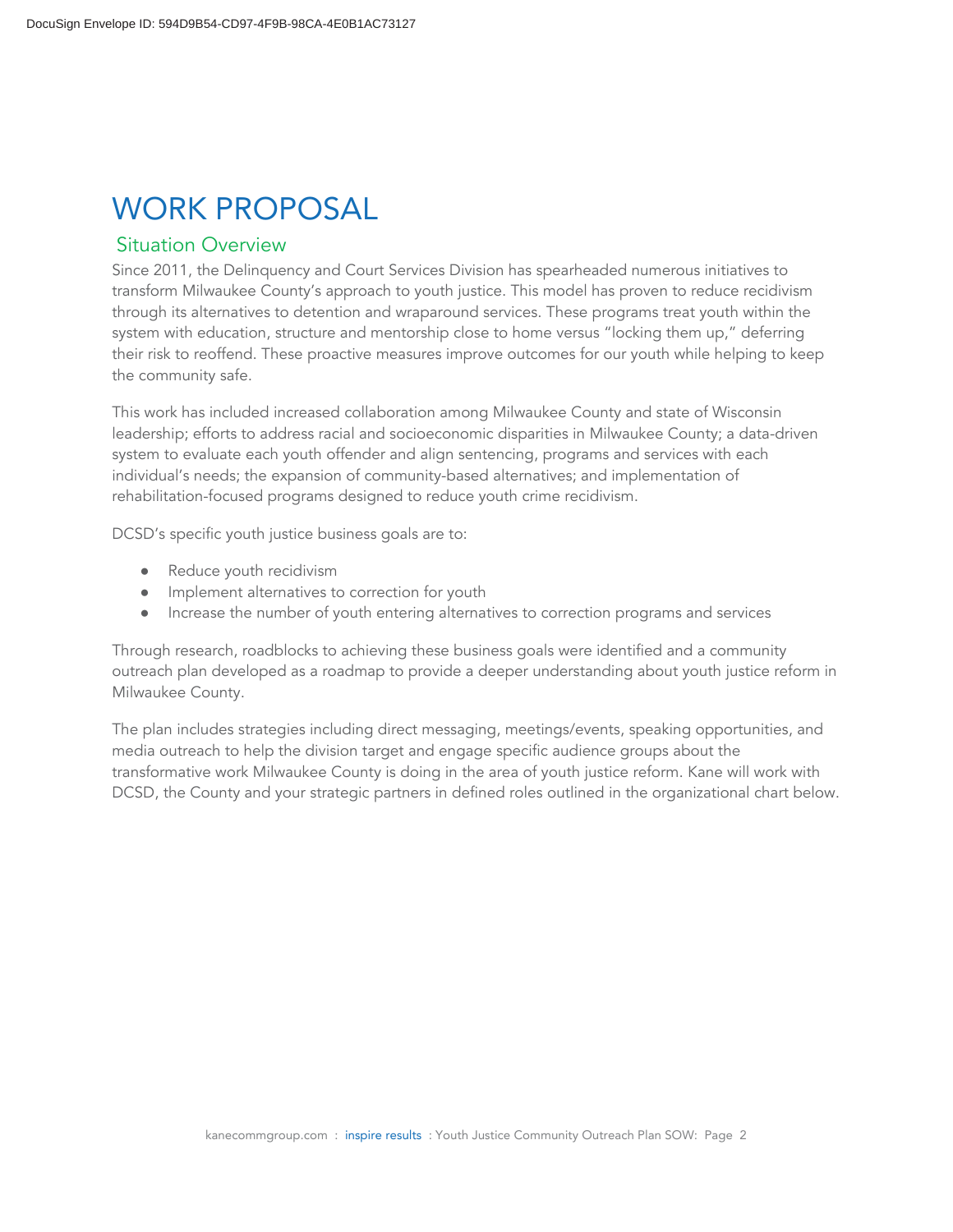# WORK PROPOSAL

## Situation Overview

Since 2011, the Delinquency and Court Services Division has spearheaded numerous initiatives to transform Milwaukee County's approach to youth justice. This model has proven to reduce recidivism through its alternatives to detention and wraparound services. These programs treat youth within the system with education, structure and mentorship close to home versus "locking them up," deferring their risk to reoffend. These proactive measures improve outcomes for our youth while helping to keep the community safe.

This work has included increased collaboration among Milwaukee County and state of Wisconsin leadership; efforts to address racial and socioeconomic disparities in Milwaukee County; a data-driven system to evaluate each youth offender and align sentencing, programs and services with each individual's needs; the expansion of community-based alternatives; and implementation of rehabilitation-focused programs designed to reduce youth crime recidivism.

DCSD's specific youth justice business goals are to:

- Reduce youth recidivism
- Implement alternatives to correction for youth
- Increase the number of youth entering alternatives to correction programs and services

Through research, roadblocks to achieving these business goals were identified and a community outreach plan developed as a roadmap to provide a deeper understanding about youth justice reform in Milwaukee County.

The plan includes strategies including direct messaging, meetings/events, speaking opportunities, and media outreach to help the division target and engage specific audience groups about the transformative work Milwaukee County is doing in the area of youth justice reform. Kane will work with DCSD, the County and your strategic partners in defined roles outlined in the organizational chart below.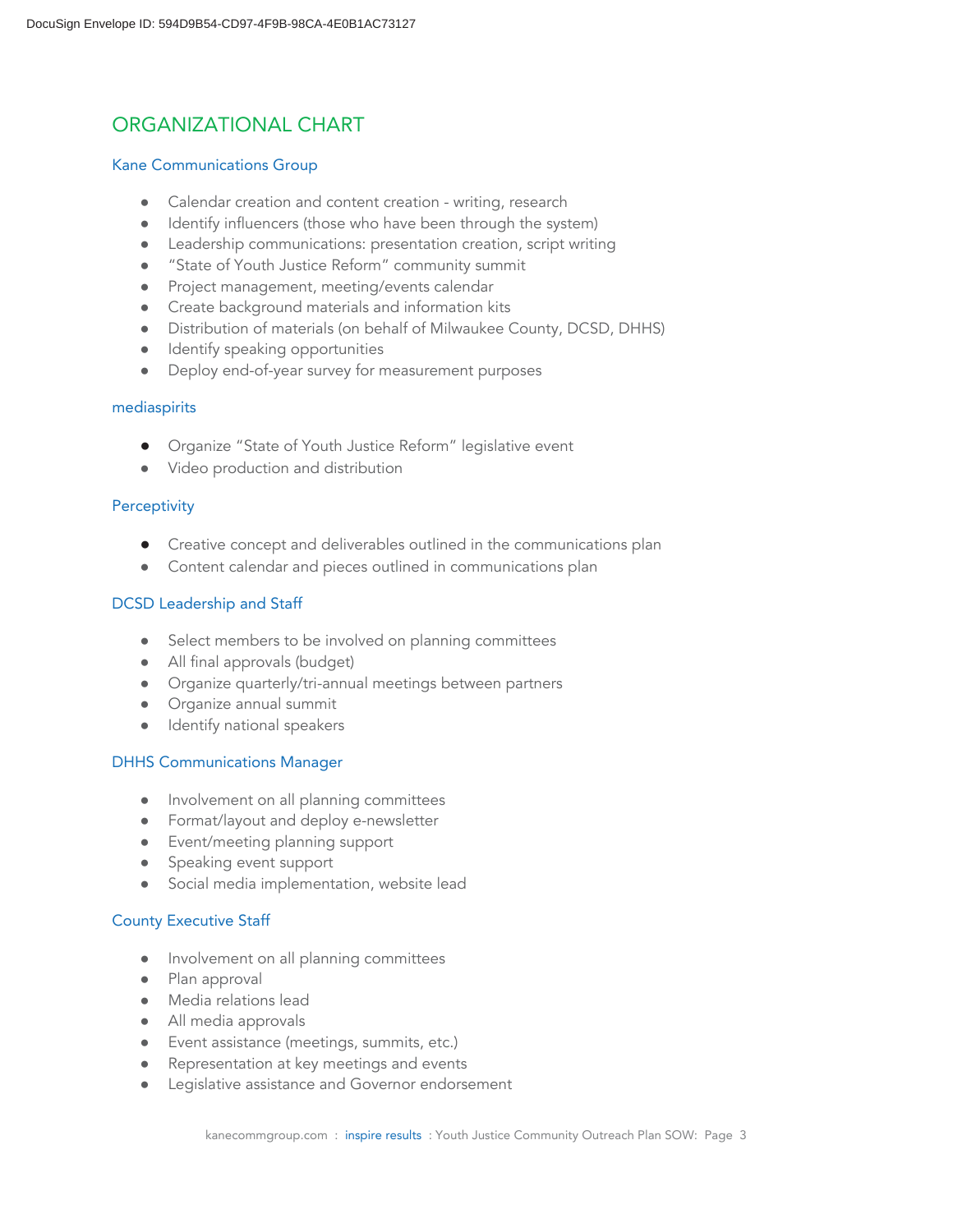# ORGANIZATIONAL CHART

## Kane Communications Group

- Calendar creation and content creation - writing, research
- Identify influencers (those who have been through the system)
- Leadership communications: presentation creation, script writing
- "State of Youth Justice Reform" community summit
- Project management, meeting/events calendar
- Create background materials and information kits
- Distribution of materials (on behalf of Milwaukee County, DCSD, DHHS)
- Identify speaking opportunities
- Deploy end-of-year survey for measurement purposes

## mediaspirits

- Organize "State of Youth Justice Reform" legislative event
- Video production and distribution

## Perceptivity

- Creative concept and deliverables outlined in the communications plan
- Content calendar and pieces outlined in communications plan

## DCSD Leadership and Staff

- Select members to be involved on planning committees
- All final approvals (budget)
- Organize quarterly/tri-annual meetings between partners
- Organize annual summit
- Identify national speakers

## DHHS Communications Manager

- Involvement on all planning committees
- Format/layout and deploy e-newsletter
- Event/meeting planning support
- Speaking event support
- Social media implementation, website lead

## County Executive Staff

- Involvement on all planning committees
- Plan approval
- Media relations lead
- All media approvals
- Event assistance (meetings, summits, etc.)
- Representation at key meetings and events
- Legislative assistance and Governor endorsement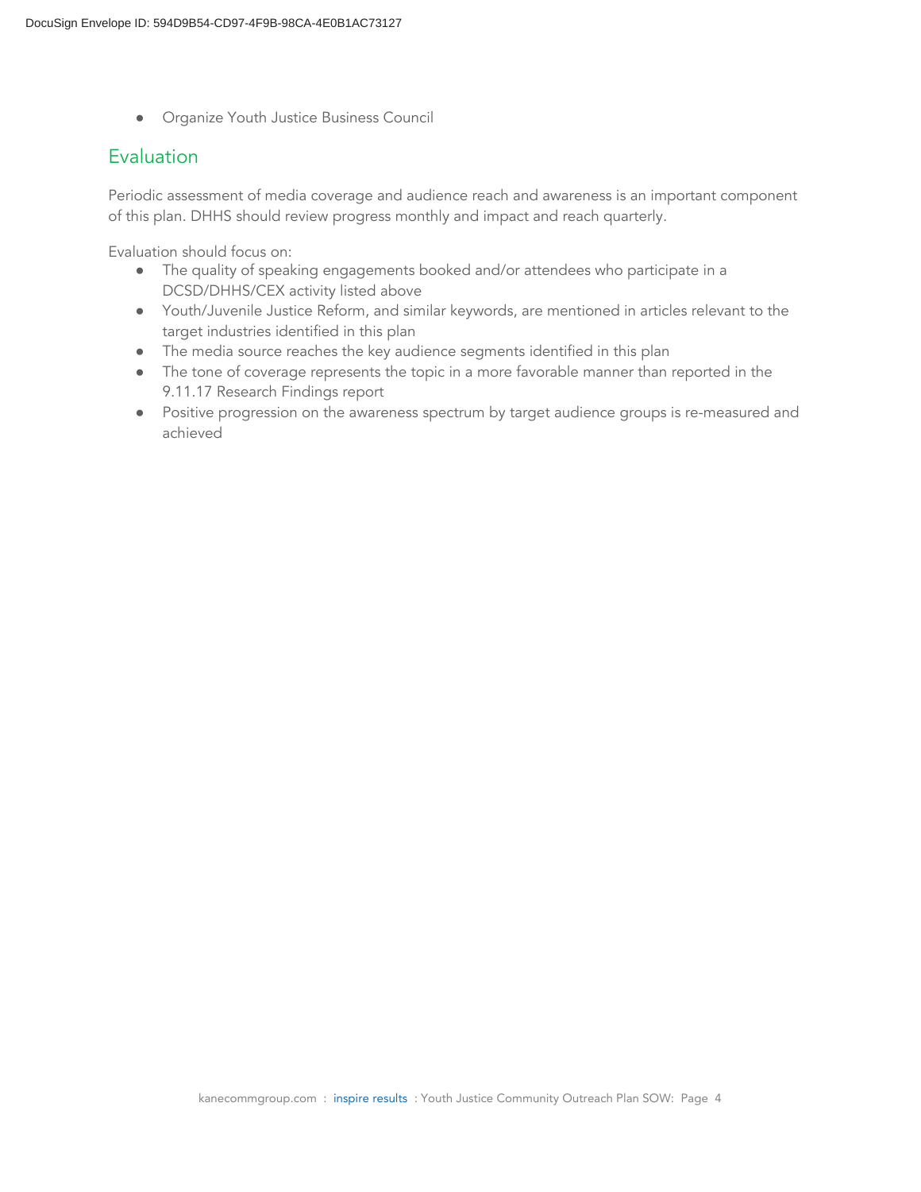- Organize Youth Justice Business Council

## Evaluation

Periodic assessment of media coverage and audience reach and awareness is an important component of this plan. DHHS should review progress monthly and impact and reach quarterly.

Evaluation should focus on:

- The quality of speaking engagements booked and/or attendees who participate in a DCSD/DHHS/CEX activity listed above
- Youth/Juvenile Justice Reform, and similar keywords, are mentioned in articles relevant to the target industries identified in this plan
- The media source reaches the key audience segments identified in this plan
- The tone of coverage represents the topic in a more favorable manner than reported in the 9.11.17 Research Findings report
- Positive progression on the awareness spectrum by target audience groups is re-measured and achieved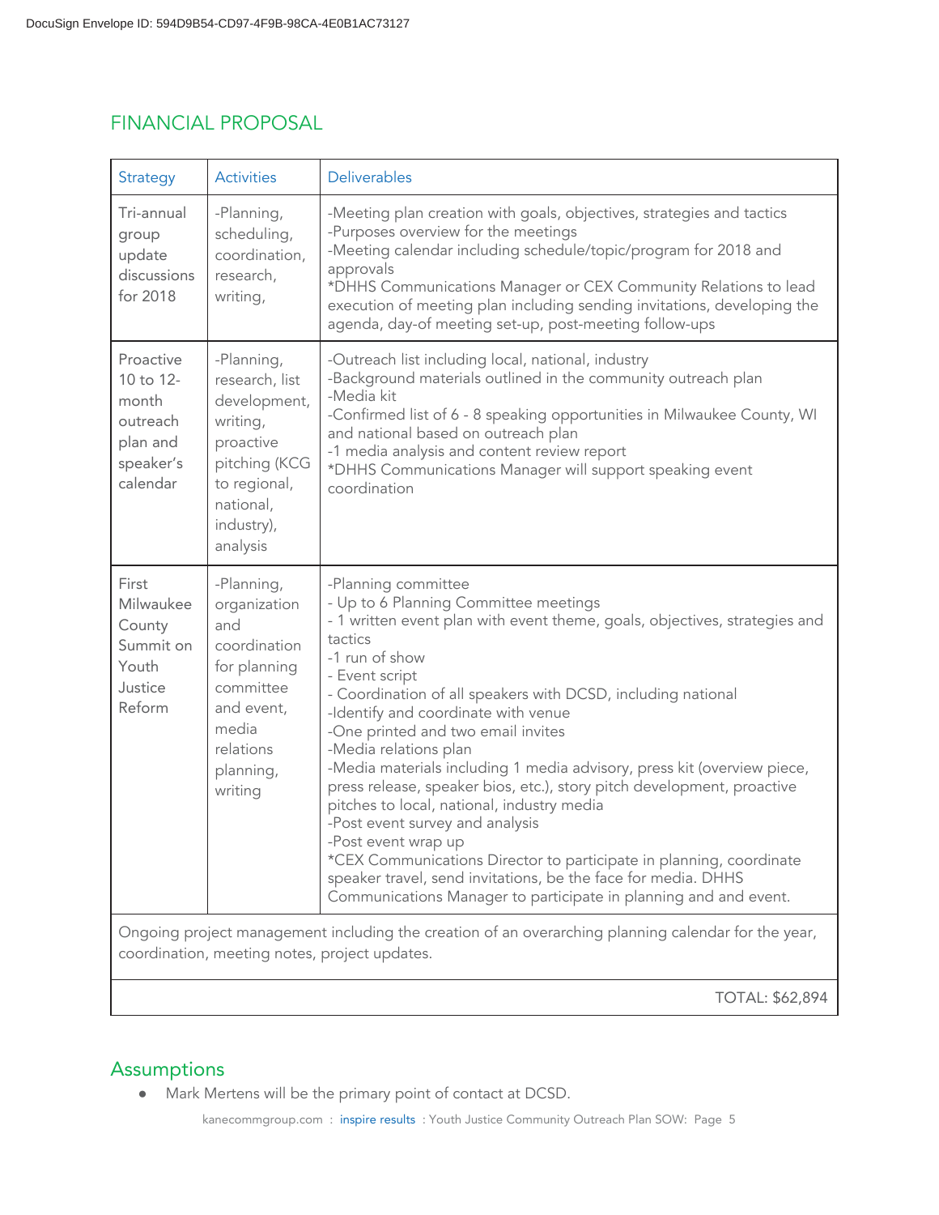## FINANCIAL PROPOSAL

| Strategy | Activities | Deliverables |
|---|---|---|
| Tri-annual group update discussions for 2018 | -Planning, scheduling, coordination, research, writing, | -Meeting plan creation with goals, objectives, strategies and tactics<br>-Purposes overview for the meetings<br>-Meeting calendar including schedule/topic/program for 2018 and approvals<br>*DHHS Communications Manager or CEX Community Relations to lead execution of meeting plan including sending invitations, developing the agenda, day-of meeting set-up, post-meeting follow-ups |
| Proactive 10 to 12-month outreach plan and speaker's calendar | -Planning, research, list development, writing, proactive pitching (KCG to regional, national, industry), analysis | -Outreach list including local, national, industry<br>-Background materials outlined in the community outreach plan<br>-Media kit<br>-Confirmed list of 6 - 8 speaking opportunities in Milwaukee County, WI and national based on outreach plan<br>-1 media analysis and content review report<br>*DHHS Communications Manager will support speaking event coordination |
| First Milwaukee County Summit on Youth Justice Reform | -Planning, organization and coordination for planning committee and event, media relations planning, writing | -Planning committee<br>- Up to 6 Planning Committee meetings<br>- 1 written event plan with event theme, goals, objectives, strategies and tactics<br>-1 run of show<br>- Event script<br>- Coordination of all speakers with DCSD, including national<br>-Identify and coordinate with venue<br>-One printed and two email invites<br>-Media relations plan<br>-Media materials including 1 media advisory, press kit (overview piece, press release, speaker bios, etc.), story pitch development, proactive pitches to local, national, industry media<br>-Post event survey and analysis<br>-Post event wrap up<br>*CEX Communications Director to participate in planning, coordinate speaker travel, send invitations, be the face for media. DHHS Communications Manager to participate in planning and and event. |
| Ongoing project management including the creation of an overarching planning calendar for the year, coordination, meeting notes, project updates. | | |
| | | TOTAL: $62,894 |

## Assumptions

- Mark Mertens will be the primary point of contact at DCSD.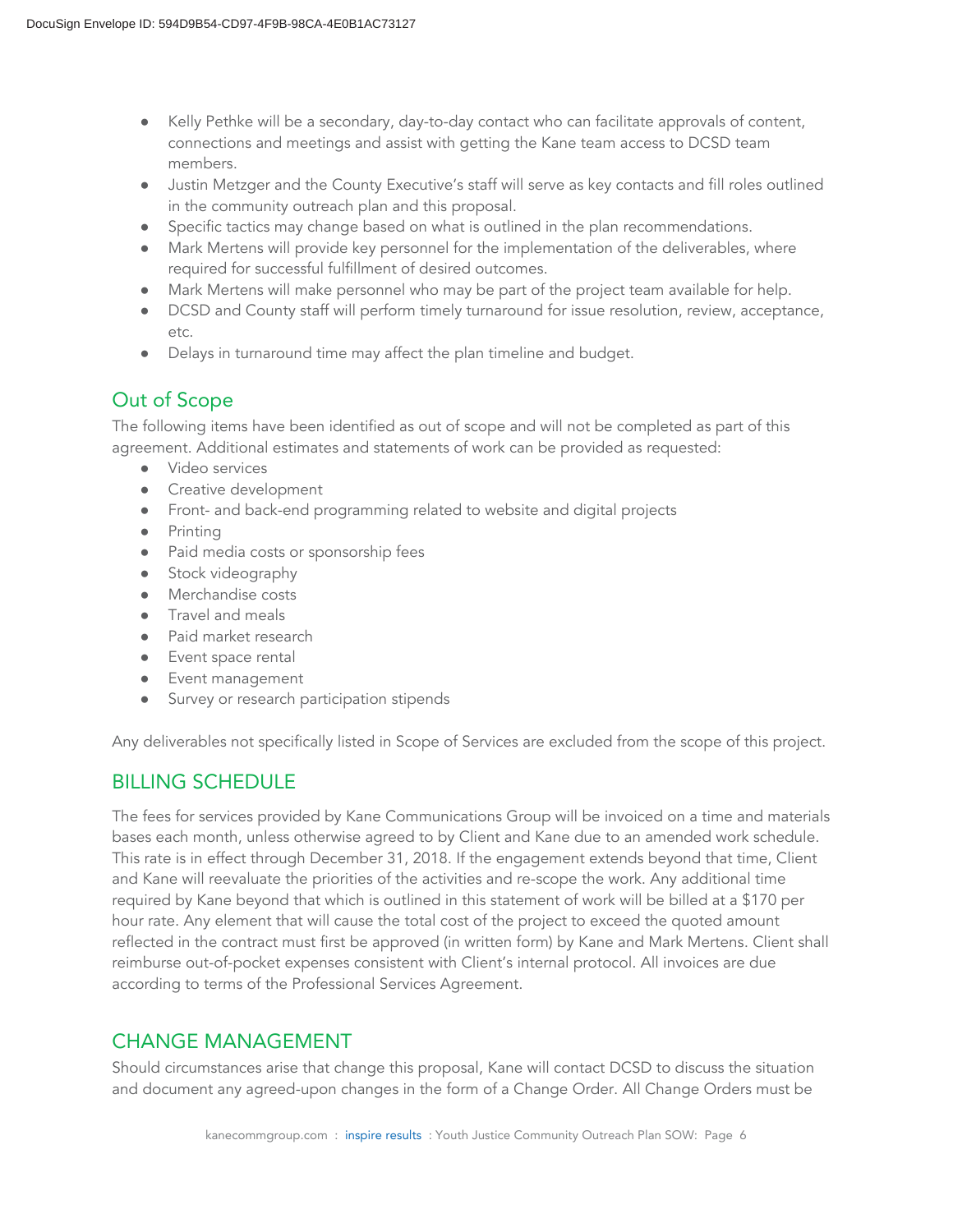- Kelly Pethke will be a secondary, day-to-day contact who can facilitate approvals of content, connections and meetings and assist with getting the Kane team access to DCSD team members.
- Justin Metzger and the County Executive's staff will serve as key contacts and fill roles outlined in the community outreach plan and this proposal.
- Specific tactics may change based on what is outlined in the plan recommendations.
- Mark Mertens will provide key personnel for the implementation of the deliverables, where required for successful fulfillment of desired outcomes.
- Mark Mertens will make personnel who may be part of the project team available for help.
- DCSD and County staff will perform timely turnaround for issue resolution, review, acceptance, etc.
- Delays in turnaround time may affect the plan timeline and budget.

## Out of Scope

The following items have been identified as out of scope and will not be completed as part of this agreement. Additional estimates and statements of work can be provided as requested:

- Video services
- Creative development
- Front- and back-end programming related to website and digital projects
- Printing
- Paid media costs or sponsorship fees
- Stock videography
- Merchandise costs
- Travel and meals
- Paid market research
- Event space rental
- Event management
- Survey or research participation stipends

Any deliverables not specifically listed in Scope of Services are excluded from the scope of this project.

## BILLING SCHEDULE

The fees for services provided by Kane Communications Group will be invoiced on a time and materials bases each month, unless otherwise agreed to by Client and Kane due to an amended work schedule. This rate is in effect through December 31, 2018. If the engagement extends beyond that time, Client and Kane will reevaluate the priorities of the activities and re-scope the work. Any additional time required by Kane beyond that which is outlined in this statement of work will be billed at a $170 per hour rate. Any element that will cause the total cost of the project to exceed the quoted amount reflected in the contract must first be approved (in written form) by Kane and Mark Mertens. Client shall reimburse out-of-pocket expenses consistent with Client's internal protocol. All invoices are due according to terms of the Professional Services Agreement.

## CHANGE MANAGEMENT

Should circumstances arise that change this proposal, Kane will contact DCSD to discuss the situation and document any agreed-upon changes in the form of a Change Order. All Change Orders must be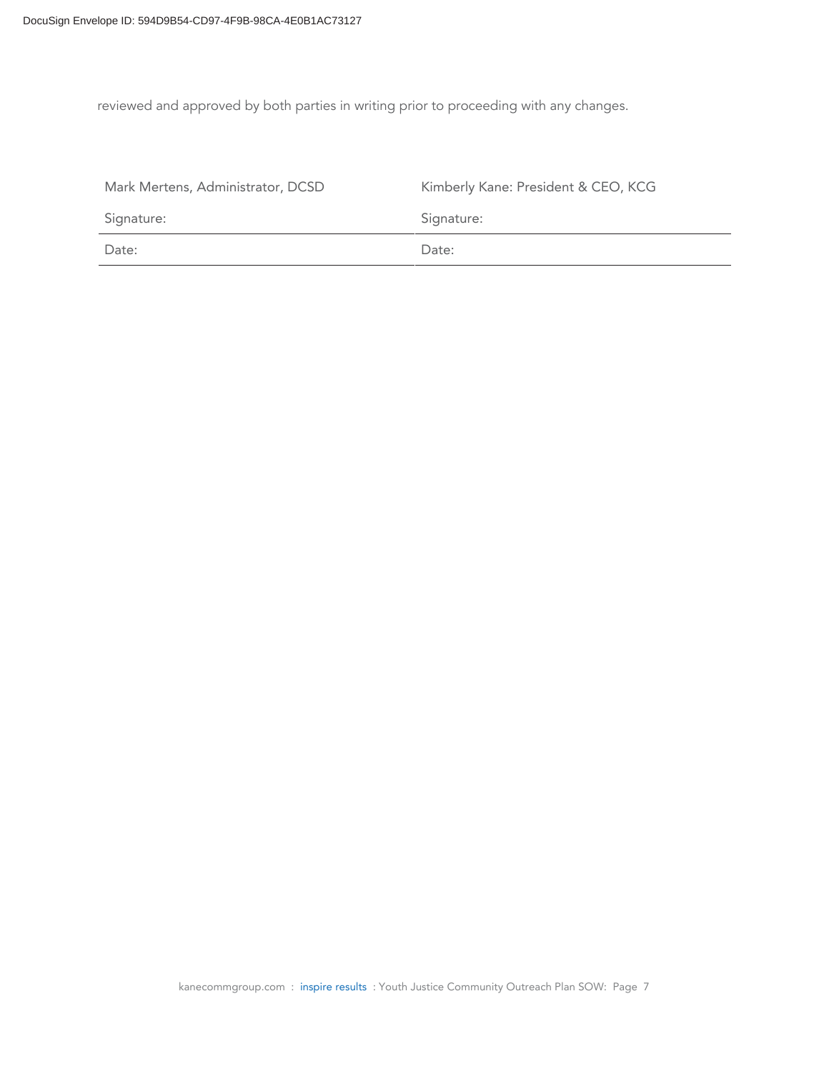reviewed and approved by both parties in writing prior to proceeding with any changes.

| | |
|---|---|
| Mark Mertens, Administrator, DCSD | Kimberly Kane: President & CEO, KCG |
| Signature: | Signature: |
| Date: | Date: |